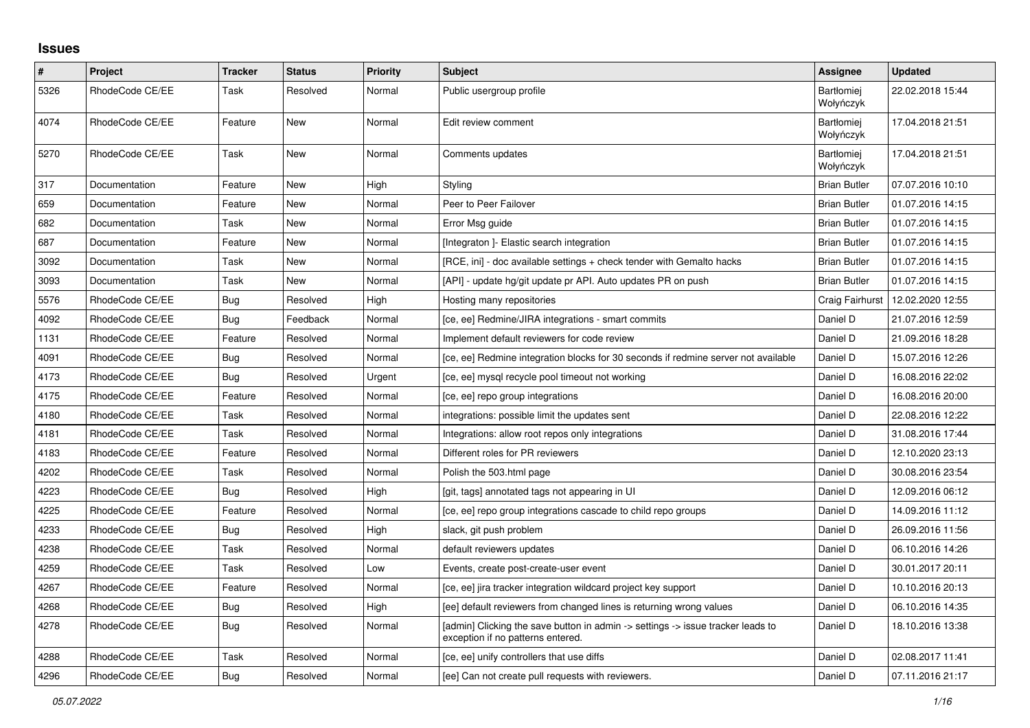# Issues

| # | Project | Tracker | Status | Priority | Subject | Assignee | Updated |
|---|---|---|---|---|---|---|---|
| 5326 | RhodeCode CE/EE | Task | Resolved | Normal | Public usergroup profile | Bartłomiej Wołyńczyk | 22.02.2018 15:44 |
| 4074 | RhodeCode CE/EE | Feature | New | Normal | Edit review comment | Bartłomiej Wołyńczyk | 17.04.2018 21:51 |
| 5270 | RhodeCode CE/EE | Task | New | Normal | Comments updates | Bartłomiej Wołyńczyk | 17.04.2018 21:51 |
| 317 | Documentation | Feature | New | High | Styling | Brian Butler | 07.07.2016 10:10 |
| 659 | Documentation | Feature | New | Normal | Peer to Peer Failover | Brian Butler | 01.07.2016 14:15 |
| 682 | Documentation | Task | New | Normal | Error Msg guide | Brian Butler | 01.07.2016 14:15 |
| 687 | Documentation | Feature | New | Normal | [Integraton ]- Elastic search integration | Brian Butler | 01.07.2016 14:15 |
| 3092 | Documentation | Task | New | Normal | [RCE, ini] - doc available settings + check tender with Gemalto hacks | Brian Butler | 01.07.2016 14:15 |
| 3093 | Documentation | Task | New | Normal | [API] - update hg/git update pr API. Auto updates PR on push | Brian Butler | 01.07.2016 14:15 |
| 5576 | RhodeCode CE/EE | Bug | Resolved | High | Hosting many repositories | Craig Fairhurst | 12.02.2020 12:55 |
| 4092 | RhodeCode CE/EE | Bug | Feedback | Normal | [ce, ee] Redmine/JIRA integrations - smart commits | Daniel D | 21.07.2016 12:59 |
| 1131 | RhodeCode CE/EE | Feature | Resolved | Normal | Implement default reviewers for code review | Daniel D | 21.09.2016 18:28 |
| 4091 | RhodeCode CE/EE | Bug | Resolved | Normal | [ce, ee] Redmine integration blocks for 30 seconds if redmine server not available | Daniel D | 15.07.2016 12:26 |
| 4173 | RhodeCode CE/EE | Bug | Resolved | Urgent | [ce, ee] mysql recycle pool timeout not working | Daniel D | 16.08.2016 22:02 |
| 4175 | RhodeCode CE/EE | Feature | Resolved | Normal | [ce, ee] repo group integrations | Daniel D | 16.08.2016 20:00 |
| 4180 | RhodeCode CE/EE | Task | Resolved | Normal | integrations: possible limit the updates sent | Daniel D | 22.08.2016 12:22 |
| 4181 | RhodeCode CE/EE | Task | Resolved | Normal | Integrations: allow root repos only integrations | Daniel D | 31.08.2016 17:44 |
| 4183 | RhodeCode CE/EE | Feature | Resolved | Normal | Different roles for PR reviewers | Daniel D | 12.10.2020 23:13 |
| 4202 | RhodeCode CE/EE | Task | Resolved | Normal | Polish the 503.html page | Daniel D | 30.08.2016 23:54 |
| 4223 | RhodeCode CE/EE | Bug | Resolved | High | [git, tags] annotated tags not appearing in UI | Daniel D | 12.09.2016 06:12 |
| 4225 | RhodeCode CE/EE | Feature | Resolved | Normal | [ce, ee] repo group integrations cascade to child repo groups | Daniel D | 14.09.2016 11:12 |
| 4233 | RhodeCode CE/EE | Bug | Resolved | High | slack, git push problem | Daniel D | 26.09.2016 11:56 |
| 4238 | RhodeCode CE/EE | Task | Resolved | Normal | default reviewers updates | Daniel D | 06.10.2016 14:26 |
| 4259 | RhodeCode CE/EE | Task | Resolved | Low | Events, create post-create-user event | Daniel D | 30.01.2017 20:11 |
| 4267 | RhodeCode CE/EE | Feature | Resolved | Normal | [ce, ee] jira tracker integration wildcard project key support | Daniel D | 10.10.2016 20:13 |
| 4268 | RhodeCode CE/EE | Bug | Resolved | High | [ee] default reviewers from changed lines is returning wrong values | Daniel D | 06.10.2016 14:35 |
| 4278 | RhodeCode CE/EE | Bug | Resolved | Normal | [admin] Clicking the save button in admin -> settings -> issue tracker leads to exception if no patterns entered. | Daniel D | 18.10.2016 13:38 |
| 4288 | RhodeCode CE/EE | Task | Resolved | Normal | [ce, ee] unify controllers that use diffs | Daniel D | 02.08.2017 11:41 |
| 4296 | RhodeCode CE/EE | Bug | Resolved | Normal | [ee] Can not create pull requests with reviewers. | Daniel D | 07.11.2016 21:17 |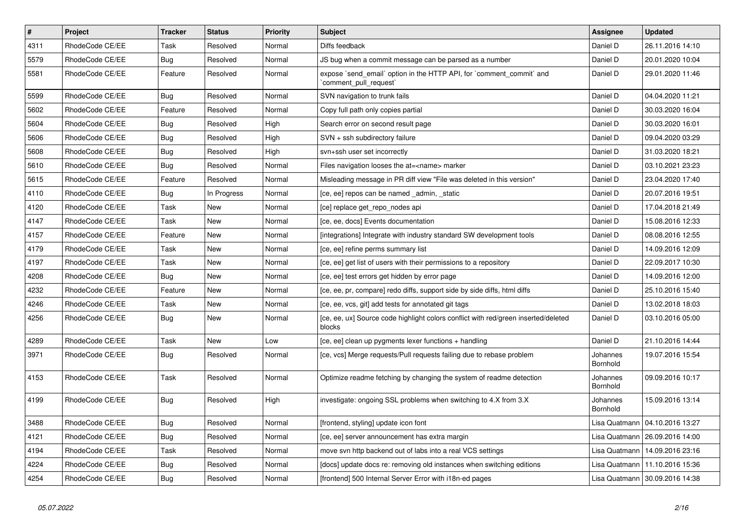| # | Project | Tracker | Status | Priority | Subject | Assignee | Updated |
|---|---|---|---|---|---|---|---|
| 4311 | RhodeCode CE/EE | Task | Resolved | Normal | Diffs feedback | Daniel D | 26.11.2016 14:10 |
| 5579 | RhodeCode CE/EE | Bug | Resolved | Normal | JS bug when a commit message can be parsed as a number | Daniel D | 20.01.2020 10:04 |
| 5581 | RhodeCode CE/EE | Feature | Resolved | Normal | expose `send_email` option in the HTTP API, for `comment_commit` and `comment_pull_request` | Daniel D | 29.01.2020 11:46 |
| 5599 | RhodeCode CE/EE | Bug | Resolved | Normal | SVN navigation to trunk fails | Daniel D | 04.04.2020 11:21 |
| 5602 | RhodeCode CE/EE | Feature | Resolved | Normal | Copy full path only copies partial | Daniel D | 30.03.2020 16:04 |
| 5604 | RhodeCode CE/EE | Bug | Resolved | High | Search error on second result page | Daniel D | 30.03.2020 16:01 |
| 5606 | RhodeCode CE/EE | Bug | Resolved | High | SVN + ssh subdirectory failure | Daniel D | 09.04.2020 03:29 |
| 5608 | RhodeCode CE/EE | Bug | Resolved | High | svn+ssh user set incorrectly | Daniel D | 31.03.2020 18:21 |
| 5610 | RhodeCode CE/EE | Bug | Resolved | Normal | Files navigation looses the at=<name> marker | Daniel D | 03.10.2021 23:23 |
| 5615 | RhodeCode CE/EE | Feature | Resolved | Normal | Misleading message in PR diff view "File was deleted in this version" | Daniel D | 23.04.2020 17:40 |
| 4110 | RhodeCode CE/EE | Bug | In Progress | Normal | [ce, ee] repos can be named _admin, _static | Daniel D | 20.07.2016 19:51 |
| 4120 | RhodeCode CE/EE | Task | New | Normal | [ce] replace get_repo_nodes api | Daniel D | 17.04.2018 21:49 |
| 4147 | RhodeCode CE/EE | Task | New | Normal | [ce, ee, docs] Events documentation | Daniel D | 15.08.2016 12:33 |
| 4157 | RhodeCode CE/EE | Feature | New | Normal | [integrations] Integrate with industry standard SW development tools | Daniel D | 08.08.2016 12:55 |
| 4179 | RhodeCode CE/EE | Task | New | Normal | [ce, ee] refine perms summary list | Daniel D | 14.09.2016 12:09 |
| 4197 | RhodeCode CE/EE | Task | New | Normal | [ce, ee] get list of users with their permissions to a repository | Daniel D | 22.09.2017 10:30 |
| 4208 | RhodeCode CE/EE | Bug | New | Normal | [ce, ee] test errors get hidden by error page | Daniel D | 14.09.2016 12:00 |
| 4232 | RhodeCode CE/EE | Feature | New | Normal | [ce, ee, pr, compare] redo diffs, support side by side diffs, html diffs | Daniel D | 25.10.2016 15:40 |
| 4246 | RhodeCode CE/EE | Task | New | Normal | [ce, ee, vcs, git] add tests for annotated git tags | Daniel D | 13.02.2018 18:03 |
| 4256 | RhodeCode CE/EE | Bug | New | Normal | [ce, ee, ux] Source code highlight colors conflict with red/green inserted/deleted blocks | Daniel D | 03.10.2016 05:00 |
| 4289 | RhodeCode CE/EE | Task | New | Low | [ce, ee] clean up pygments lexer functions + handling | Daniel D | 21.10.2016 14:44 |
| 3971 | RhodeCode CE/EE | Bug | Resolved | Normal | [ce, vcs] Merge requests/Pull requests failing due to rebase problem | Johannes Bornhold | 19.07.2016 15:54 |
| 4153 | RhodeCode CE/EE | Task | Resolved | Normal | Optimize readme fetching by changing the system of readme detection | Johannes Bornhold | 09.09.2016 10:17 |
| 4199 | RhodeCode CE/EE | Bug | Resolved | High | investigate: ongoing SSL problems when switching to 4.X from 3.X | Johannes Bornhold | 15.09.2016 13:14 |
| 3488 | RhodeCode CE/EE | Bug | Resolved | Normal | [frontend, styling] update icon font | Lisa Quatmann | 04.10.2016 13:27 |
| 4121 | RhodeCode CE/EE | Bug | Resolved | Normal | [ce, ee] server announcement has extra margin | Lisa Quatmann | 26.09.2016 14:00 |
| 4194 | RhodeCode CE/EE | Task | Resolved | Normal | move svn http backend out of labs into a real VCS settings | Lisa Quatmann | 14.09.2016 23:16 |
| 4224 | RhodeCode CE/EE | Bug | Resolved | Normal | [docs] update docs re: removing old instances when switching editions | Lisa Quatmann | 11.10.2016 15:36 |
| 4254 | RhodeCode CE/EE | Bug | Resolved | Normal | [frontend] 500 Internal Server Error with i18n-ed pages | Lisa Quatmann | 30.09.2016 14:38 |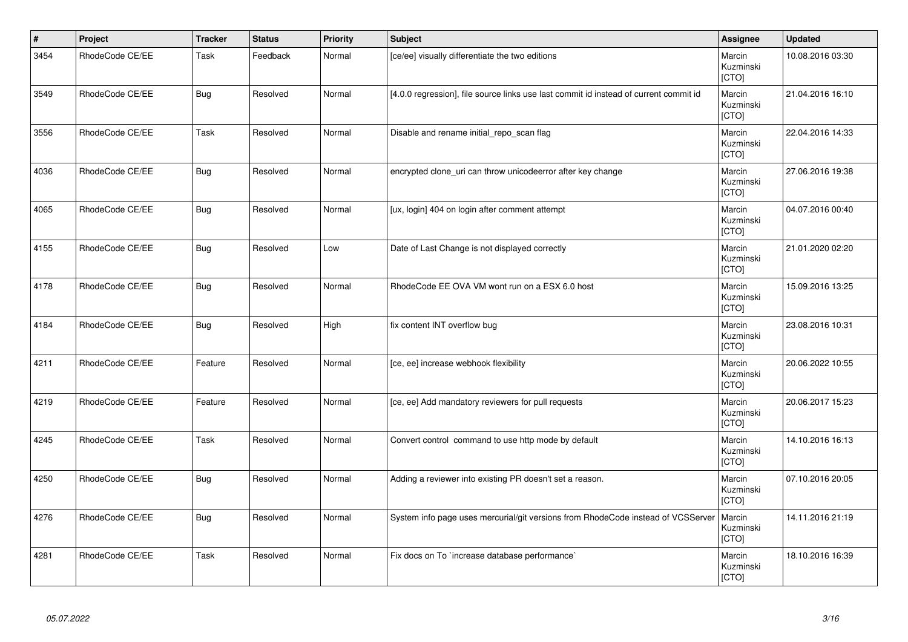| # | Project | Tracker | Status | Priority | Subject | Assignee | Updated |
|---|---|---|---|---|---|---|---|
| 3454 | RhodeCode CE/EE | Task | Feedback | Normal | [ce/ee] visually differentiate the two editions | Marcin Kuzminski [CTO] | 10.08.2016 03:30 |
| 3549 | RhodeCode CE/EE | Bug | Resolved | Normal | [4.0.0 regression], file source links use last commit id instead of current commit id | Marcin Kuzminski [CTO] | 21.04.2016 16:10 |
| 3556 | RhodeCode CE/EE | Task | Resolved | Normal | Disable and rename initial_repo_scan flag | Marcin Kuzminski [CTO] | 22.04.2016 14:33 |
| 4036 | RhodeCode CE/EE | Bug | Resolved | Normal | encrypted clone_uri can throw unicodeerror after key change | Marcin Kuzminski [CTO] | 27.06.2016 19:38 |
| 4065 | RhodeCode CE/EE | Bug | Resolved | Normal | [ux, login] 404 on login after comment attempt | Marcin Kuzminski [CTO] | 04.07.2016 00:40 |
| 4155 | RhodeCode CE/EE | Bug | Resolved | Low | Date of Last Change is not displayed correctly | Marcin Kuzminski [CTO] | 21.01.2020 02:20 |
| 4178 | RhodeCode CE/EE | Bug | Resolved | Normal | RhodeCode EE OVA VM wont run on a ESX 6.0 host | Marcin Kuzminski [CTO] | 15.09.2016 13:25 |
| 4184 | RhodeCode CE/EE | Bug | Resolved | High | fix content INT overflow bug | Marcin Kuzminski [CTO] | 23.08.2016 10:31 |
| 4211 | RhodeCode CE/EE | Feature | Resolved | Normal | [ce, ee] increase webhook flexibility | Marcin Kuzminski [CTO] | 20.06.2022 10:55 |
| 4219 | RhodeCode CE/EE | Feature | Resolved | Normal | [ce, ee] Add mandatory reviewers for pull requests | Marcin Kuzminski [CTO] | 20.06.2017 15:23 |
| 4245 | RhodeCode CE/EE | Task | Resolved | Normal | Convert control  command to use http mode by default | Marcin Kuzminski [CTO] | 14.10.2016 16:13 |
| 4250 | RhodeCode CE/EE | Bug | Resolved | Normal | Adding a reviewer into existing PR doesn't set a reason. | Marcin Kuzminski [CTO] | 07.10.2016 20:05 |
| 4276 | RhodeCode CE/EE | Bug | Resolved | Normal | System info page uses mercurial/git versions from RhodeCode instead of VCSServer | Marcin Kuzminski [CTO] | 14.11.2016 21:19 |
| 4281 | RhodeCode CE/EE | Task | Resolved | Normal | Fix docs on To `increase database performance` | Marcin Kuzminski [CTO] | 18.10.2016 16:39 |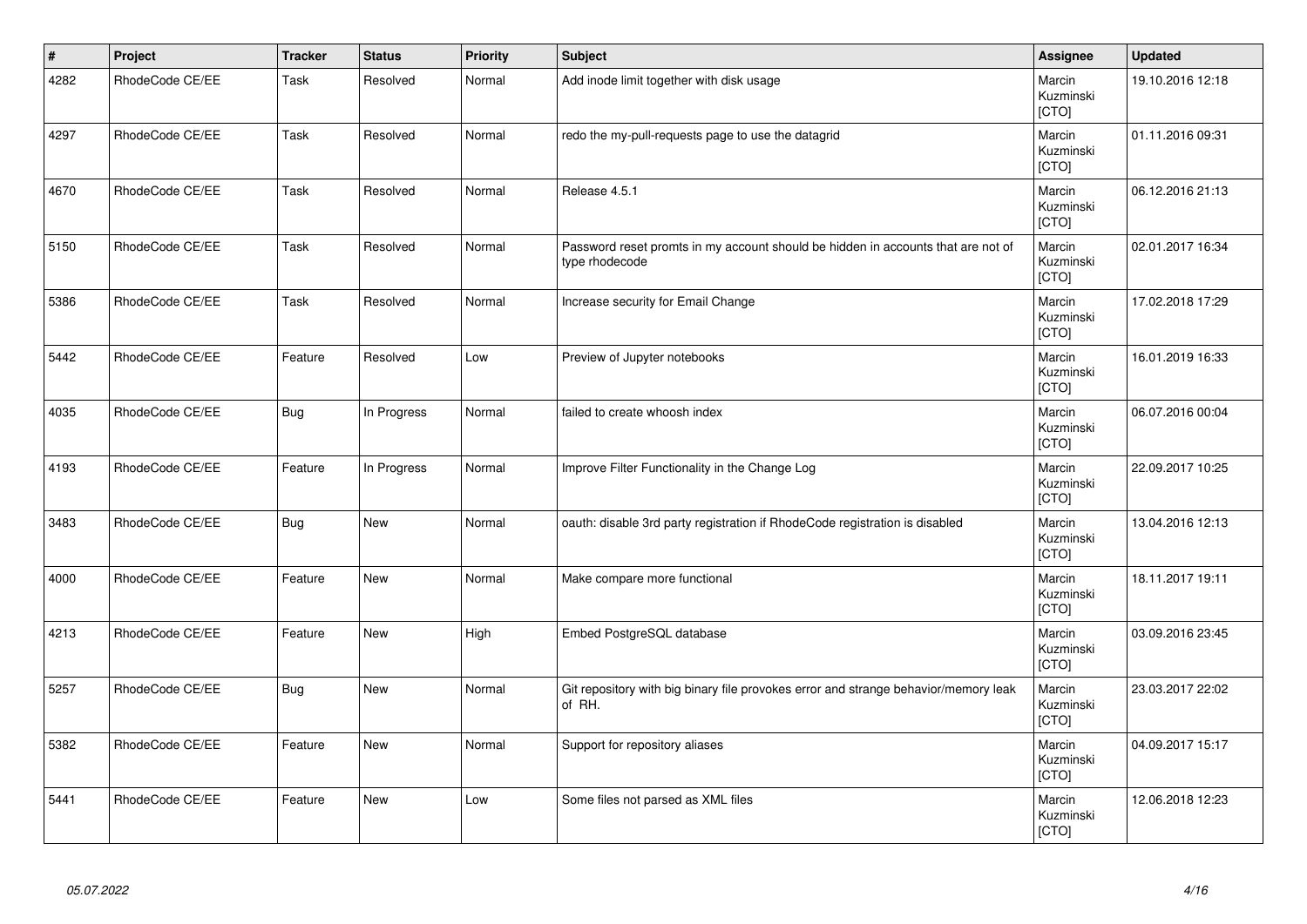| # | Project | Tracker | Status | Priority | Subject | Assignee | Updated |
|---|---|---|---|---|---|---|---|
| 4282 | RhodeCode CE/EE | Task | Resolved | Normal | Add inode limit together with disk usage | Marcin Kuzminski [CTO] | 19.10.2016 12:18 |
| 4297 | RhodeCode CE/EE | Task | Resolved | Normal | redo the my-pull-requests page to use the datagrid | Marcin Kuzminski [CTO] | 01.11.2016 09:31 |
| 4670 | RhodeCode CE/EE | Task | Resolved | Normal | Release 4.5.1 | Marcin Kuzminski [CTO] | 06.12.2016 21:13 |
| 5150 | RhodeCode CE/EE | Task | Resolved | Normal | Password reset promts in my account should be hidden in accounts that are not of type rhodecode | Marcin Kuzminski [CTO] | 02.01.2017 16:34 |
| 5386 | RhodeCode CE/EE | Task | Resolved | Normal | Increase security for Email Change | Marcin Kuzminski [CTO] | 17.02.2018 17:29 |
| 5442 | RhodeCode CE/EE | Feature | Resolved | Low | Preview of Jupyter notebooks | Marcin Kuzminski [CTO] | 16.01.2019 16:33 |
| 4035 | RhodeCode CE/EE | Bug | In Progress | Normal | failed to create whoosh index | Marcin Kuzminski [CTO] | 06.07.2016 00:04 |
| 4193 | RhodeCode CE/EE | Feature | In Progress | Normal | Improve Filter Functionality in the Change Log | Marcin Kuzminski [CTO] | 22.09.2017 10:25 |
| 3483 | RhodeCode CE/EE | Bug | New | Normal | oauth: disable 3rd party registration if RhodeCode registration is disabled | Marcin Kuzminski [CTO] | 13.04.2016 12:13 |
| 4000 | RhodeCode CE/EE | Feature | New | Normal | Make compare more functional | Marcin Kuzminski [CTO] | 18.11.2017 19:11 |
| 4213 | RhodeCode CE/EE | Feature | New | High | Embed PostgreSQL database | Marcin Kuzminski [CTO] | 03.09.2016 23:45 |
| 5257 | RhodeCode CE/EE | Bug | New | Normal | Git repository with big binary file provokes error and strange behavior/memory leak of RH. | Marcin Kuzminski [CTO] | 23.03.2017 22:02 |
| 5382 | RhodeCode CE/EE | Feature | New | Normal | Support for repository aliases | Marcin Kuzminski [CTO] | 04.09.2017 15:17 |
| 5441 | RhodeCode CE/EE | Feature | New | Low | Some files not parsed as XML files | Marcin Kuzminski [CTO] | 12.06.2018 12:23 |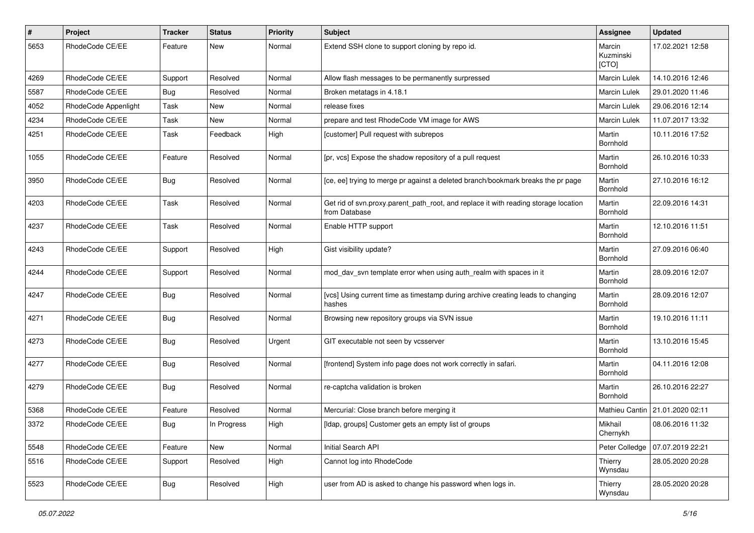| # | Project | Tracker | Status | Priority | Subject | Assignee | Updated |
|---|---|---|---|---|---|---|---|
| 5653 | RhodeCode CE/EE | Feature | New | Normal | Extend SSH clone to support cloning by repo id. | Marcin Kuzminski [CTO] | 17.02.2021 12:58 |
| 4269 | RhodeCode CE/EE | Support | Resolved | Normal | Allow flash messages to be permanently surpressed | Marcin Lulek | 14.10.2016 12:46 |
| 5587 | RhodeCode CE/EE | Bug | Resolved | Normal | Broken metatags in 4.18.1 | Marcin Lulek | 29.01.2020 11:46 |
| 4052 | RhodeCode Appenlight | Task | New | Normal | release fixes | Marcin Lulek | 29.06.2016 12:14 |
| 4234 | RhodeCode CE/EE | Task | New | Normal | prepare and test RhodeCode VM image for AWS | Marcin Lulek | 11.07.2017 13:32 |
| 4251 | RhodeCode CE/EE | Task | Feedback | High | [customer] Pull request with subrepos | Martin Bornhold | 10.11.2016 17:52 |
| 1055 | RhodeCode CE/EE | Feature | Resolved | Normal | [pr, vcs] Expose the shadow repository of a pull request | Martin Bornhold | 26.10.2016 10:33 |
| 3950 | RhodeCode CE/EE | Bug | Resolved | Normal | [ce, ee] trying to merge pr against a deleted branch/bookmark breaks the pr page | Martin Bornhold | 27.10.2016 16:12 |
| 4203 | RhodeCode CE/EE | Task | Resolved | Normal | Get rid of svn.proxy.parent_path_root, and replace it with reading storage location from Database | Martin Bornhold | 22.09.2016 14:31 |
| 4237 | RhodeCode CE/EE | Task | Resolved | Normal | Enable HTTP support | Martin Bornhold | 12.10.2016 11:51 |
| 4243 | RhodeCode CE/EE | Support | Resolved | High | Gist visibility update? | Martin Bornhold | 27.09.2016 06:40 |
| 4244 | RhodeCode CE/EE | Support | Resolved | Normal | mod_dav_svn template error when using auth_realm with spaces in it | Martin Bornhold | 28.09.2016 12:07 |
| 4247 | RhodeCode CE/EE | Bug | Resolved | Normal | [vcs] Using current time as timestamp during archive creating leads to changing hashes | Martin Bornhold | 28.09.2016 12:07 |
| 4271 | RhodeCode CE/EE | Bug | Resolved | Normal | Browsing new repository groups via SVN issue | Martin Bornhold | 19.10.2016 11:11 |
| 4273 | RhodeCode CE/EE | Bug | Resolved | Urgent | GIT executable not seen by vcsserver | Martin Bornhold | 13.10.2016 15:45 |
| 4277 | RhodeCode CE/EE | Bug | Resolved | Normal | [frontend] System info page does not work correctly in safari. | Martin Bornhold | 04.11.2016 12:08 |
| 4279 | RhodeCode CE/EE | Bug | Resolved | Normal | re-captcha validation is broken | Martin Bornhold | 26.10.2016 22:27 |
| 5368 | RhodeCode CE/EE | Feature | Resolved | Normal | Mercurial: Close branch before merging it | Mathieu Cantin | 21.01.2020 02:11 |
| 3372 | RhodeCode CE/EE | Bug | In Progress | High | [ldap, groups] Customer gets an empty list of groups | Mikhail Chernykh | 08.06.2016 11:32 |
| 5548 | RhodeCode CE/EE | Feature | New | Normal | Initial Search API | Peter Colledge | 07.07.2019 22:21 |
| 5516 | RhodeCode CE/EE | Support | Resolved | High | Cannot log into RhodeCode | Thierry Wynsdau | 28.05.2020 20:28 |
| 5523 | RhodeCode CE/EE | Bug | Resolved | High | user from AD is asked to change his password when logs in. | Thierry Wynsdau | 28.05.2020 20:28 |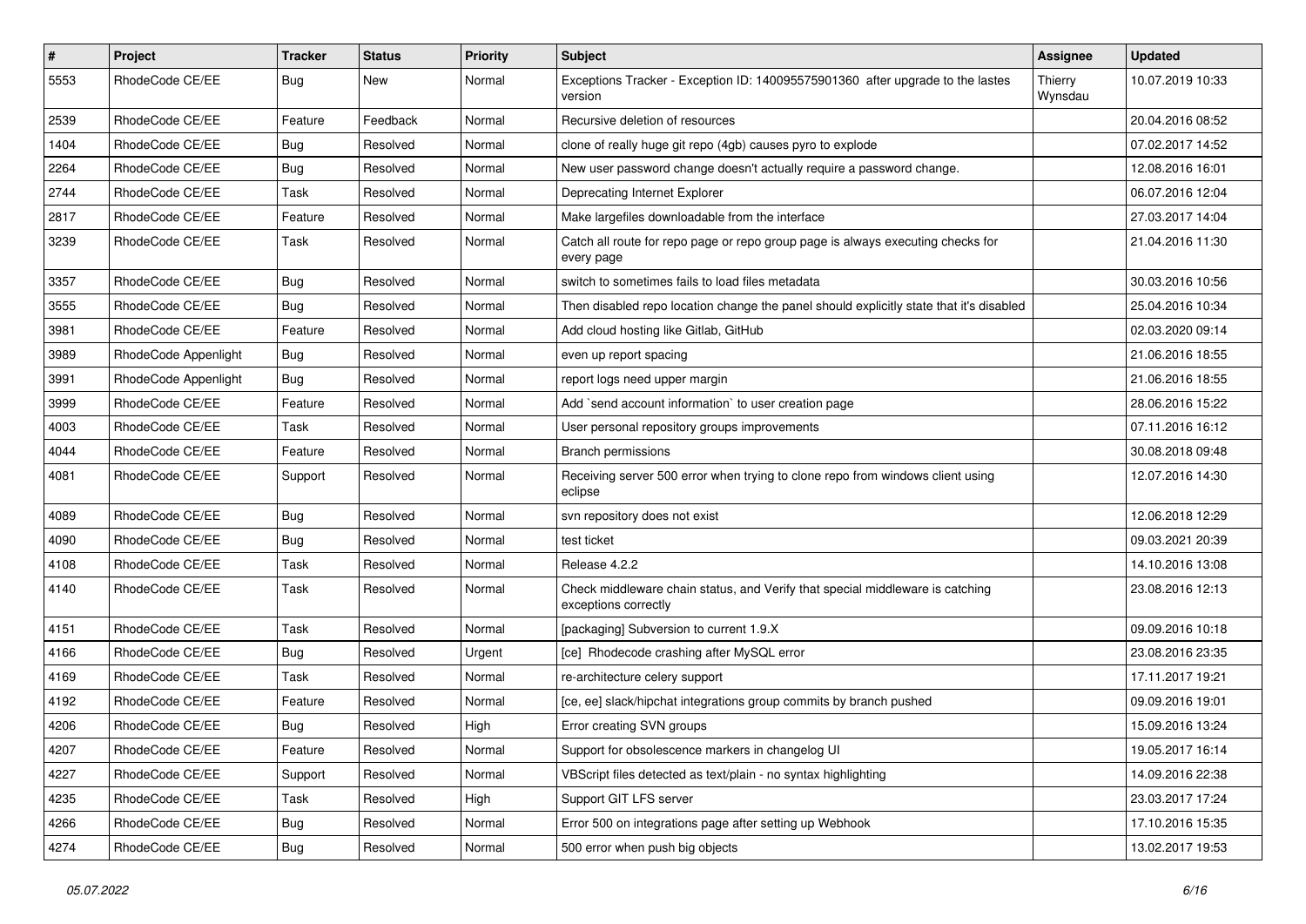| # | Project | Tracker | Status | Priority | Subject | Assignee | Updated |
|---|---|---|---|---|---|---|---|
| 5553 | RhodeCode CE/EE | Bug | New | Normal | Exceptions Tracker - Exception ID: 140095575901360 after upgrade to the lastes version | Thierry Wynsdau | 10.07.2019 10:33 |
| 2539 | RhodeCode CE/EE | Feature | Feedback | Normal | Recursive deletion of resources | | 20.04.2016 08:52 |
| 1404 | RhodeCode CE/EE | Bug | Resolved | Normal | clone of really huge git repo (4gb) causes pyro to explode | | 07.02.2017 14:52 |
| 2264 | RhodeCode CE/EE | Bug | Resolved | Normal | New user password change doesn't actually require a password change. | | 12.08.2016 16:01 |
| 2744 | RhodeCode CE/EE | Task | Resolved | Normal | Deprecating Internet Explorer | | 06.07.2016 12:04 |
| 2817 | RhodeCode CE/EE | Feature | Resolved | Normal | Make largefiles downloadable from the interface | | 27.03.2017 14:04 |
| 3239 | RhodeCode CE/EE | Task | Resolved | Normal | Catch all route for repo page or repo group page is always executing checks for every page | | 21.04.2016 11:30 |
| 3357 | RhodeCode CE/EE | Bug | Resolved | Normal | switch to sometimes fails to load files metadata | | 30.03.2016 10:56 |
| 3555 | RhodeCode CE/EE | Bug | Resolved | Normal | Then disabled repo location change the panel should explicitly state that it's disabled | | 25.04.2016 10:34 |
| 3981 | RhodeCode CE/EE | Feature | Resolved | Normal | Add cloud hosting like Gitlab, GitHub | | 02.03.2020 09:14 |
| 3989 | RhodeCode Appenlight | Bug | Resolved | Normal | even up report spacing | | 21.06.2016 18:55 |
| 3991 | RhodeCode Appenlight | Bug | Resolved | Normal | report logs need upper margin | | 21.06.2016 18:55 |
| 3999 | RhodeCode CE/EE | Feature | Resolved | Normal | Add `send account information` to user creation page | | 28.06.2016 15:22 |
| 4003 | RhodeCode CE/EE | Task | Resolved | Normal | User personal repository groups improvements | | 07.11.2016 16:12 |
| 4044 | RhodeCode CE/EE | Feature | Resolved | Normal | Branch permissions | | 30.08.2018 09:48 |
| 4081 | RhodeCode CE/EE | Support | Resolved | Normal | Receiving server 500 error when trying to clone repo from windows client using eclipse | | 12.07.2016 14:30 |
| 4089 | RhodeCode CE/EE | Bug | Resolved | Normal | svn repository does not exist | | 12.06.2018 12:29 |
| 4090 | RhodeCode CE/EE | Bug | Resolved | Normal | test ticket | | 09.03.2021 20:39 |
| 4108 | RhodeCode CE/EE | Task | Resolved | Normal | Release 4.2.2 | | 14.10.2016 13:08 |
| 4140 | RhodeCode CE/EE | Task | Resolved | Normal | Check middleware chain status, and Verify that special middleware is catching exceptions correctly | | 23.08.2016 12:13 |
| 4151 | RhodeCode CE/EE | Task | Resolved | Normal | [packaging] Subversion to current 1.9.X | | 09.09.2016 10:18 |
| 4166 | RhodeCode CE/EE | Bug | Resolved | Urgent | [ce] Rhodecode crashing after MySQL error | | 23.08.2016 23:35 |
| 4169 | RhodeCode CE/EE | Task | Resolved | Normal | re-architecture celery support | | 17.11.2017 19:21 |
| 4192 | RhodeCode CE/EE | Feature | Resolved | Normal | [ce, ee] slack/hipchat integrations group commits by branch pushed | | 09.09.2016 19:01 |
| 4206 | RhodeCode CE/EE | Bug | Resolved | High | Error creating SVN groups | | 15.09.2016 13:24 |
| 4207 | RhodeCode CE/EE | Feature | Resolved | Normal | Support for obsolescence markers in changelog UI | | 19.05.2017 16:14 |
| 4227 | RhodeCode CE/EE | Support | Resolved | Normal | VBScript files detected as text/plain - no syntax highlighting | | 14.09.2016 22:38 |
| 4235 | RhodeCode CE/EE | Task | Resolved | High | Support GIT LFS server | | 23.03.2017 17:24 |
| 4266 | RhodeCode CE/EE | Bug | Resolved | Normal | Error 500 on integrations page after setting up Webhook | | 17.10.2016 15:35 |
| 4274 | RhodeCode CE/EE | Bug | Resolved | Normal | 500 error when push big objects | | 13.02.2017 19:53 |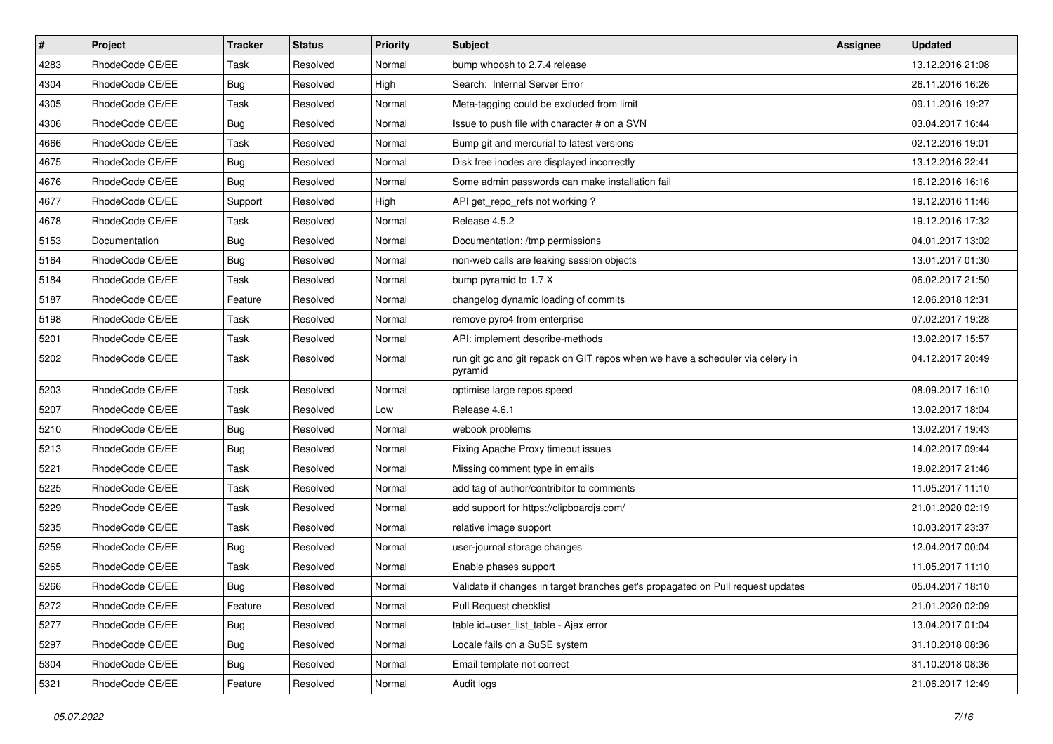| # | Project | Tracker | Status | Priority | Subject | Assignee | Updated |
|---|---|---|---|---|---|---|---|
| 4283 | RhodeCode CE/EE | Task | Resolved | Normal | bump whoosh to 2.7.4 release | | 13.12.2016 21:08 |
| 4304 | RhodeCode CE/EE | Bug | Resolved | High | Search:  Internal Server Error | | 26.11.2016 16:26 |
| 4305 | RhodeCode CE/EE | Task | Resolved | Normal | Meta-tagging could be excluded from limit | | 09.11.2016 19:27 |
| 4306 | RhodeCode CE/EE | Bug | Resolved | Normal | Issue to push file with character # on a SVN | | 03.04.2017 16:44 |
| 4666 | RhodeCode CE/EE | Task | Resolved | Normal | Bump git and mercurial to latest versions | | 02.12.2016 19:01 |
| 4675 | RhodeCode CE/EE | Bug | Resolved | Normal | Disk free inodes are displayed incorrectly | | 13.12.2016 22:41 |
| 4676 | RhodeCode CE/EE | Bug | Resolved | Normal | Some admin passwords can make installation fail | | 16.12.2016 16:16 |
| 4677 | RhodeCode CE/EE | Support | Resolved | High | API get_repo_refs not working ? | | 19.12.2016 11:46 |
| 4678 | RhodeCode CE/EE | Task | Resolved | Normal | Release 4.5.2 | | 19.12.2016 17:32 |
| 5153 | Documentation | Bug | Resolved | Normal | Documentation: /tmp permissions | | 04.01.2017 13:02 |
| 5164 | RhodeCode CE/EE | Bug | Resolved | Normal | non-web calls are leaking session objects | | 13.01.2017 01:30 |
| 5184 | RhodeCode CE/EE | Task | Resolved | Normal | bump pyramid to 1.7.X | | 06.02.2017 21:50 |
| 5187 | RhodeCode CE/EE | Feature | Resolved | Normal | changelog dynamic loading of commits | | 12.06.2018 12:31 |
| 5198 | RhodeCode CE/EE | Task | Resolved | Normal | remove pyro4 from enterprise | | 07.02.2017 19:28 |
| 5201 | RhodeCode CE/EE | Task | Resolved | Normal | API: implement describe-methods | | 13.02.2017 15:57 |
| 5202 | RhodeCode CE/EE | Task | Resolved | Normal | run git gc and git repack on GIT repos when we have a scheduler via celery in pyramid | | 04.12.2017 20:49 |
| 5203 | RhodeCode CE/EE | Task | Resolved | Normal | optimise large repos speed | | 08.09.2017 16:10 |
| 5207 | RhodeCode CE/EE | Task | Resolved | Low | Release 4.6.1 | | 13.02.2017 18:04 |
| 5210 | RhodeCode CE/EE | Bug | Resolved | Normal | webook problems | | 13.02.2017 19:43 |
| 5213 | RhodeCode CE/EE | Bug | Resolved | Normal | Fixing Apache Proxy timeout issues | | 14.02.2017 09:44 |
| 5221 | RhodeCode CE/EE | Task | Resolved | Normal | Missing comment type in emails | | 19.02.2017 21:46 |
| 5225 | RhodeCode CE/EE | Task | Resolved | Normal | add tag of author/contribitor to comments | | 11.05.2017 11:10 |
| 5229 | RhodeCode CE/EE | Task | Resolved | Normal | add support for https://clipboardjs.com/ | | 21.01.2020 02:19 |
| 5235 | RhodeCode CE/EE | Task | Resolved | Normal | relative image support | | 10.03.2017 23:37 |
| 5259 | RhodeCode CE/EE | Bug | Resolved | Normal | user-journal storage changes | | 12.04.2017 00:04 |
| 5265 | RhodeCode CE/EE | Task | Resolved | Normal | Enable phases support | | 11.05.2017 11:10 |
| 5266 | RhodeCode CE/EE | Bug | Resolved | Normal | Validate if changes in target branches get's propagated on Pull request updates | | 05.04.2017 18:10 |
| 5272 | RhodeCode CE/EE | Feature | Resolved | Normal | Pull Request checklist | | 21.01.2020 02:09 |
| 5277 | RhodeCode CE/EE | Bug | Resolved | Normal | table id=user_list_table - Ajax error | | 13.04.2017 01:04 |
| 5297 | RhodeCode CE/EE | Bug | Resolved | Normal | Locale fails on a SuSE system | | 31.10.2018 08:36 |
| 5304 | RhodeCode CE/EE | Bug | Resolved | Normal | Email template not correct | | 31.10.2018 08:36 |
| 5321 | RhodeCode CE/EE | Feature | Resolved | Normal | Audit logs | | 21.06.2017 12:49 |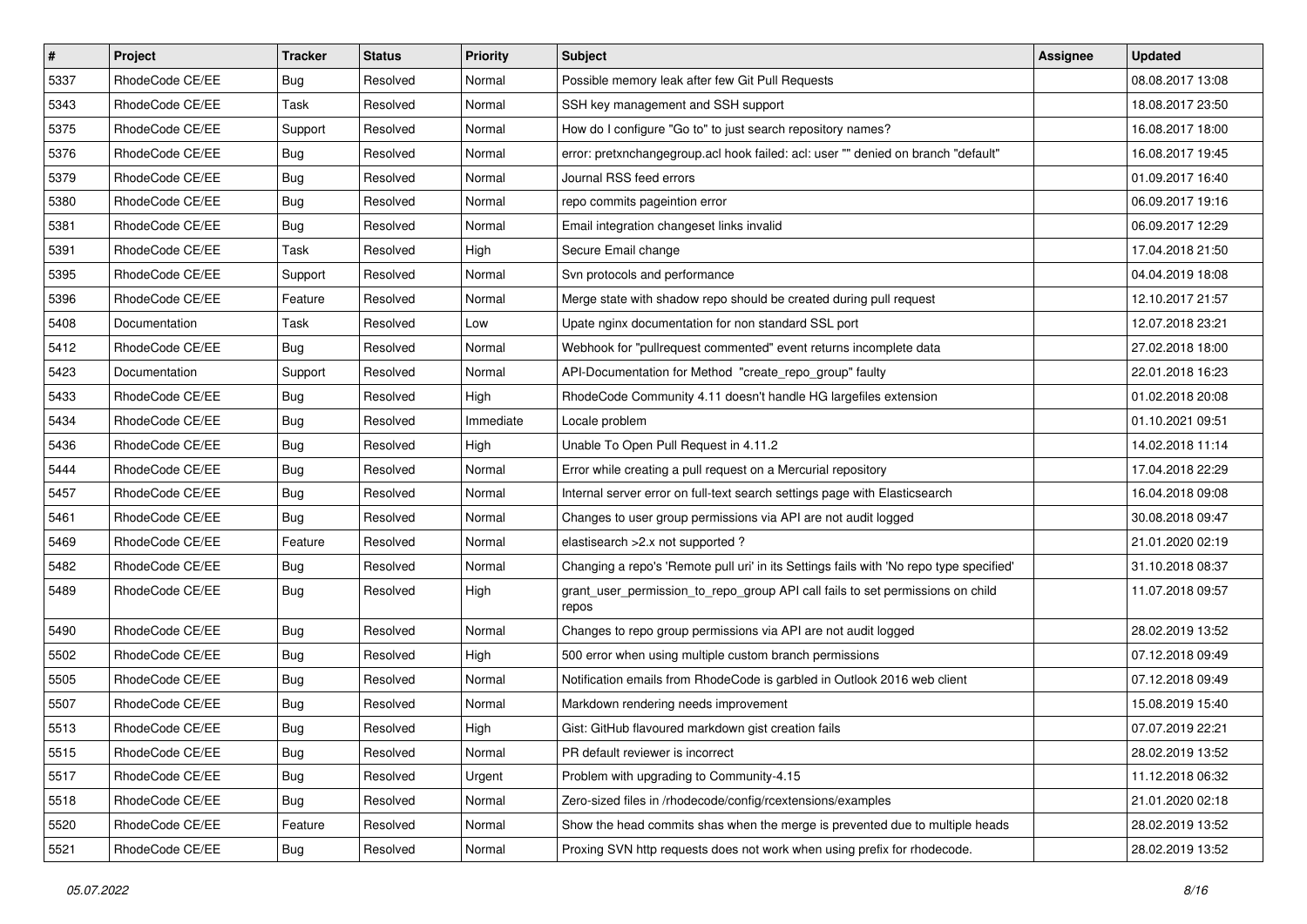| # | Project | Tracker | Status | Priority | Subject | Assignee | Updated |
|---|---|---|---|---|---|---|---|
| 5337 | RhodeCode CE/EE | Bug | Resolved | Normal | Possible memory leak after few Git Pull Requests | | 08.08.2017 13:08 |
| 5343 | RhodeCode CE/EE | Task | Resolved | Normal | SSH key management and SSH support | | 18.08.2017 23:50 |
| 5375 | RhodeCode CE/EE | Support | Resolved | Normal | How do I configure "Go to" to just search repository names? | | 16.08.2017 18:00 |
| 5376 | RhodeCode CE/EE | Bug | Resolved | Normal | error: pretxnchangegroup.acl hook failed: acl: user "" denied on branch "default" | | 16.08.2017 19:45 |
| 5379 | RhodeCode CE/EE | Bug | Resolved | Normal | Journal RSS feed errors | | 01.09.2017 16:40 |
| 5380 | RhodeCode CE/EE | Bug | Resolved | Normal | repo commits pageintion error | | 06.09.2017 19:16 |
| 5381 | RhodeCode CE/EE | Bug | Resolved | Normal | Email integration changeset links invalid | | 06.09.2017 12:29 |
| 5391 | RhodeCode CE/EE | Task | Resolved | High | Secure Email change | | 17.04.2018 21:50 |
| 5395 | RhodeCode CE/EE | Support | Resolved | Normal | Svn protocols and performance | | 04.04.2019 18:08 |
| 5396 | RhodeCode CE/EE | Feature | Resolved | Normal | Merge state with shadow repo should be created during pull request | | 12.10.2017 21:57 |
| 5408 | Documentation | Task | Resolved | Low | Upate nginx documentation for non standard SSL port | | 12.07.2018 23:21 |
| 5412 | RhodeCode CE/EE | Bug | Resolved | Normal | Webhook for "pullrequest commented" event returns incomplete data | | 27.02.2018 18:00 |
| 5423 | Documentation | Support | Resolved | Normal | API-Documentation for Method "create_repo_group" faulty | | 22.01.2018 16:23 |
| 5433 | RhodeCode CE/EE | Bug | Resolved | High | RhodeCode Community 4.11 doesn't handle HG largefiles extension | | 01.02.2018 20:08 |
| 5434 | RhodeCode CE/EE | Bug | Resolved | Immediate | Locale problem | | 01.10.2021 09:51 |
| 5436 | RhodeCode CE/EE | Bug | Resolved | High | Unable To Open Pull Request in 4.11.2 | | 14.02.2018 11:14 |
| 5444 | RhodeCode CE/EE | Bug | Resolved | Normal | Error while creating a pull request on a Mercurial repository | | 17.04.2018 22:29 |
| 5457 | RhodeCode CE/EE | Bug | Resolved | Normal | Internal server error on full-text search settings page with Elasticsearch | | 16.04.2018 09:08 |
| 5461 | RhodeCode CE/EE | Bug | Resolved | Normal | Changes to user group permissions via API are not audit logged | | 30.08.2018 09:47 |
| 5469 | RhodeCode CE/EE | Feature | Resolved | Normal | elastisearch >2.x not supported ? | | 21.01.2020 02:19 |
| 5482 | RhodeCode CE/EE | Bug | Resolved | Normal | Changing a repo's 'Remote pull uri' in its Settings fails with 'No repo type specified' | | 31.10.2018 08:37 |
| 5489 | RhodeCode CE/EE | Bug | Resolved | High | grant_user_permission_to_repo_group API call fails to set permissions on child repos | | 11.07.2018 09:57 |
| 5490 | RhodeCode CE/EE | Bug | Resolved | Normal | Changes to repo group permissions via API are not audit logged | | 28.02.2019 13:52 |
| 5502 | RhodeCode CE/EE | Bug | Resolved | High | 500 error when using multiple custom branch permissions | | 07.12.2018 09:49 |
| 5505 | RhodeCode CE/EE | Bug | Resolved | Normal | Notification emails from RhodeCode is garbled in Outlook 2016 web client | | 07.12.2018 09:49 |
| 5507 | RhodeCode CE/EE | Bug | Resolved | Normal | Markdown rendering needs improvement | | 15.08.2019 15:40 |
| 5513 | RhodeCode CE/EE | Bug | Resolved | High | Gist: GitHub flavoured markdown gist creation fails | | 07.07.2019 22:21 |
| 5515 | RhodeCode CE/EE | Bug | Resolved | Normal | PR default reviewer is incorrect | | 28.02.2019 13:52 |
| 5517 | RhodeCode CE/EE | Bug | Resolved | Urgent | Problem with upgrading to Community-4.15 | | 11.12.2018 06:32 |
| 5518 | RhodeCode CE/EE | Bug | Resolved | Normal | Zero-sized files in /rhodecode/config/rcextensions/examples | | 21.01.2020 02:18 |
| 5520 | RhodeCode CE/EE | Feature | Resolved | Normal | Show the head commits shas when the merge is prevented due to multiple heads | | 28.02.2019 13:52 |
| 5521 | RhodeCode CE/EE | Bug | Resolved | Normal | Proxing SVN http requests does not work when using prefix for rhodecode. | | 28.02.2019 13:52 |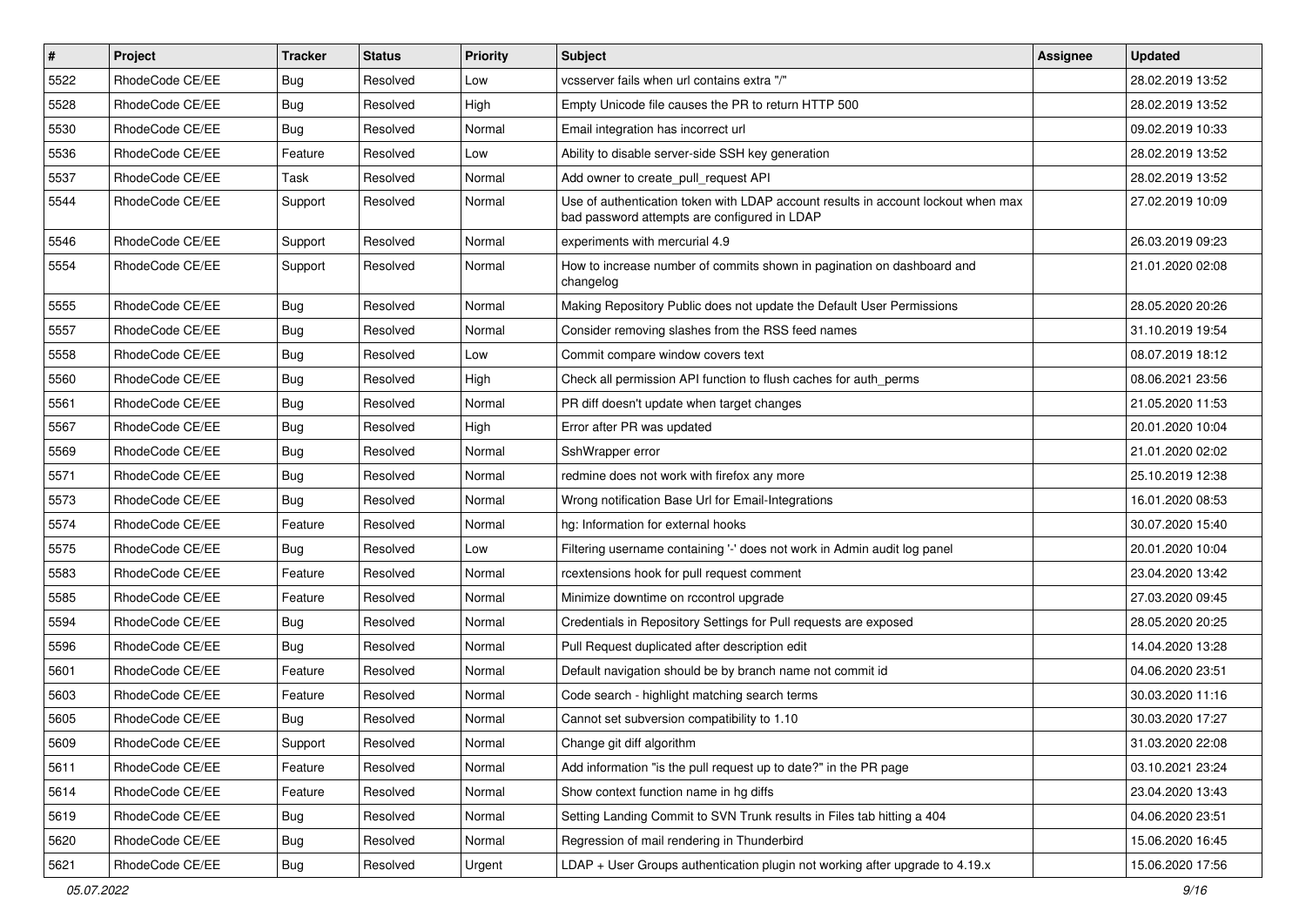| # | Project | Tracker | Status | Priority | Subject | Assignee | Updated |
|---|---|---|---|---|---|---|---|
| 5522 | RhodeCode CE/EE | Bug | Resolved | Low | vcsserver fails when url contains extra "/" | | 28.02.2019 13:52 |
| 5528 | RhodeCode CE/EE | Bug | Resolved | High | Empty Unicode file causes the PR to return HTTP 500 | | 28.02.2019 13:52 |
| 5530 | RhodeCode CE/EE | Bug | Resolved | Normal | Email integration has incorrect url | | 09.02.2019 10:33 |
| 5536 | RhodeCode CE/EE | Feature | Resolved | Low | Ability to disable server-side SSH key generation | | 28.02.2019 13:52 |
| 5537 | RhodeCode CE/EE | Task | Resolved | Normal | Add owner to create_pull_request API | | 28.02.2019 13:52 |
| 5544 | RhodeCode CE/EE | Support | Resolved | Normal | Use of authentication token with LDAP account results in account lockout when max bad password attempts are configured in LDAP | | 27.02.2019 10:09 |
| 5546 | RhodeCode CE/EE | Support | Resolved | Normal | experiments with mercurial 4.9 | | 26.03.2019 09:23 |
| 5554 | RhodeCode CE/EE | Support | Resolved | Normal | How to increase number of commits shown in pagination on dashboard and changelog | | 21.01.2020 02:08 |
| 5555 | RhodeCode CE/EE | Bug | Resolved | Normal | Making Repository Public does not update the Default User Permissions | | 28.05.2020 20:26 |
| 5557 | RhodeCode CE/EE | Bug | Resolved | Normal | Consider removing slashes from the RSS feed names | | 31.10.2019 19:54 |
| 5558 | RhodeCode CE/EE | Bug | Resolved | Low | Commit compare window covers text | | 08.07.2019 18:12 |
| 5560 | RhodeCode CE/EE | Bug | Resolved | High | Check all permission API function to flush caches for auth_perms | | 08.06.2021 23:56 |
| 5561 | RhodeCode CE/EE | Bug | Resolved | Normal | PR diff doesn't update when target changes | | 21.05.2020 11:53 |
| 5567 | RhodeCode CE/EE | Bug | Resolved | High | Error after PR was updated | | 20.01.2020 10:04 |
| 5569 | RhodeCode CE/EE | Bug | Resolved | Normal | SshWrapper error | | 21.01.2020 02:02 |
| 5571 | RhodeCode CE/EE | Bug | Resolved | Normal | redmine does not work with firefox any more | | 25.10.2019 12:38 |
| 5573 | RhodeCode CE/EE | Bug | Resolved | Normal | Wrong notification Base Url for Email-Integrations | | 16.01.2020 08:53 |
| 5574 | RhodeCode CE/EE | Feature | Resolved | Normal | hg: Information for external hooks | | 30.07.2020 15:40 |
| 5575 | RhodeCode CE/EE | Bug | Resolved | Low | Filtering username containing '-' does not work in Admin audit log panel | | 20.01.2020 10:04 |
| 5583 | RhodeCode CE/EE | Feature | Resolved | Normal | rcextensions hook for pull request comment | | 23.04.2020 13:42 |
| 5585 | RhodeCode CE/EE | Feature | Resolved | Normal | Minimize downtime on rccontrol upgrade | | 27.03.2020 09:45 |
| 5594 | RhodeCode CE/EE | Bug | Resolved | Normal | Credentials in Repository Settings for Pull requests are exposed | | 28.05.2020 20:25 |
| 5596 | RhodeCode CE/EE | Bug | Resolved | Normal | Pull Request duplicated after description edit | | 14.04.2020 13:28 |
| 5601 | RhodeCode CE/EE | Feature | Resolved | Normal | Default navigation should be by branch name not commit id | | 04.06.2020 23:51 |
| 5603 | RhodeCode CE/EE | Feature | Resolved | Normal | Code search - highlight matching search terms | | 30.03.2020 11:16 |
| 5605 | RhodeCode CE/EE | Bug | Resolved | Normal | Cannot set subversion compatibility to 1.10 | | 30.03.2020 17:27 |
| 5609 | RhodeCode CE/EE | Support | Resolved | Normal | Change git diff algorithm | | 31.03.2020 22:08 |
| 5611 | RhodeCode CE/EE | Feature | Resolved | Normal | Add information "is the pull request up to date?" in the PR page | | 03.10.2021 23:24 |
| 5614 | RhodeCode CE/EE | Feature | Resolved | Normal | Show context function name in hg diffs | | 23.04.2020 13:43 |
| 5619 | RhodeCode CE/EE | Bug | Resolved | Normal | Setting Landing Commit to SVN Trunk results in Files tab hitting a 404 | | 04.06.2020 23:51 |
| 5620 | RhodeCode CE/EE | Bug | Resolved | Normal | Regression of mail rendering in Thunderbird | | 15.06.2020 16:45 |
| 5621 | RhodeCode CE/EE | Bug | Resolved | Urgent | LDAP + User Groups authentication plugin not working after upgrade to 4.19.x | | 15.06.2020 17:56 |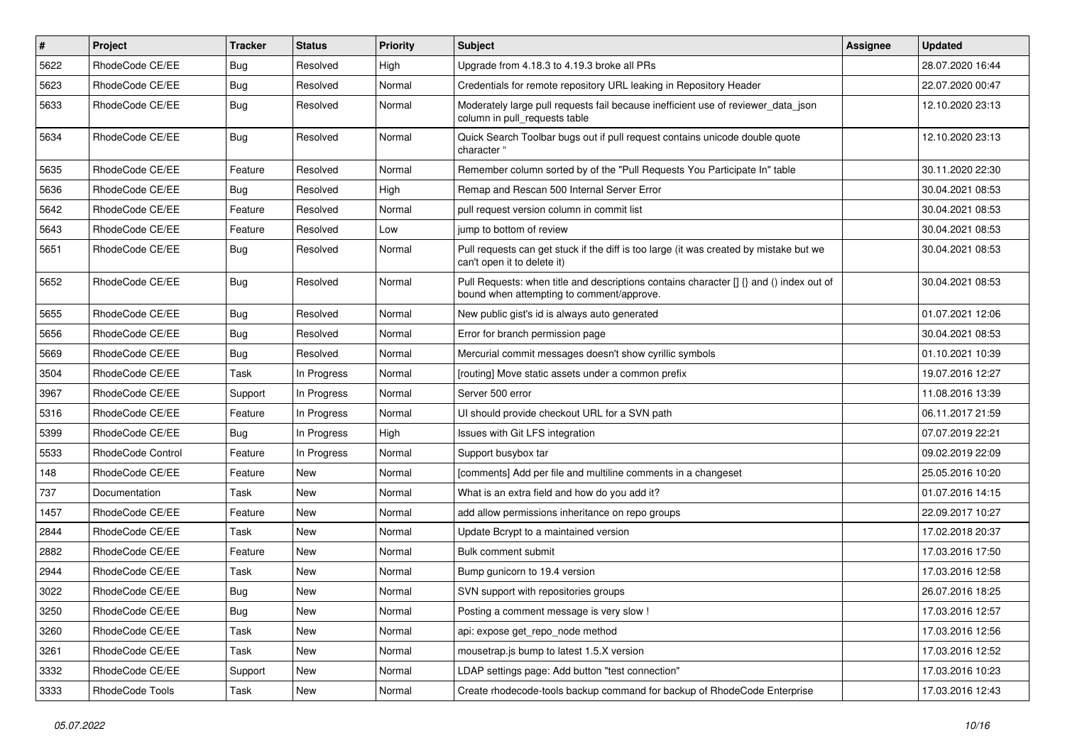| # | Project | Tracker | Status | Priority | Subject | Assignee | Updated |
|---|---|---|---|---|---|---|---|
| 5622 | RhodeCode CE/EE | Bug | Resolved | High | Upgrade from 4.18.3 to 4.19.3 broke all PRs | | 28.07.2020 16:44 |
| 5623 | RhodeCode CE/EE | Bug | Resolved | Normal | Credentials for remote repository URL leaking in Repository Header | | 22.07.2020 00:47 |
| 5633 | RhodeCode CE/EE | Bug | Resolved | Normal | Moderately large pull requests fail because inefficient use of reviewer_data_json column in pull_requests table | | 12.10.2020 23:13 |
| 5634 | RhodeCode CE/EE | Bug | Resolved | Normal | Quick Search Toolbar bugs out if pull request contains unicode double quote character " | | 12.10.2020 23:13 |
| 5635 | RhodeCode CE/EE | Feature | Resolved | Normal | Remember column sorted by of the "Pull Requests You Participate In" table | | 30.11.2020 22:30 |
| 5636 | RhodeCode CE/EE | Bug | Resolved | High | Remap and Rescan 500 Internal Server Error | | 30.04.2021 08:53 |
| 5642 | RhodeCode CE/EE | Feature | Resolved | Normal | pull request version column in commit list | | 30.04.2021 08:53 |
| 5643 | RhodeCode CE/EE | Feature | Resolved | Low | jump to bottom of review | | 30.04.2021 08:53 |
| 5651 | RhodeCode CE/EE | Bug | Resolved | Normal | Pull requests can get stuck if the diff is too large (it was created by mistake but we can't open it to delete it) | | 30.04.2021 08:53 |
| 5652 | RhodeCode CE/EE | Bug | Resolved | Normal | Pull Requests: when title and descriptions contains character [] {} and () index out of bound when attempting to comment/approve. | | 30.04.2021 08:53 |
| 5655 | RhodeCode CE/EE | Bug | Resolved | Normal | New public gist's id is always auto generated | | 01.07.2021 12:06 |
| 5656 | RhodeCode CE/EE | Bug | Resolved | Normal | Error for branch permission page | | 30.04.2021 08:53 |
| 5669 | RhodeCode CE/EE | Bug | Resolved | Normal | Mercurial commit messages doesn't show cyrillic symbols | | 01.10.2021 10:39 |
| 3504 | RhodeCode CE/EE | Task | In Progress | Normal | [routing] Move static assets under a common prefix | | 19.07.2016 12:27 |
| 3967 | RhodeCode CE/EE | Support | In Progress | Normal | Server 500 error | | 11.08.2016 13:39 |
| 5316 | RhodeCode CE/EE | Feature | In Progress | Normal | UI should provide checkout URL for a SVN path | | 06.11.2017 21:59 |
| 5399 | RhodeCode CE/EE | Bug | In Progress | High | Issues with Git LFS integration | | 07.07.2019 22:21 |
| 5533 | RhodeCode Control | Feature | In Progress | Normal | Support busybox tar | | 09.02.2019 22:09 |
| 148 | RhodeCode CE/EE | Feature | New | Normal | [comments] Add per file and multiline comments in a changeset | | 25.05.2016 10:20 |
| 737 | Documentation | Task | New | Normal | What is an extra field and how do you add it? | | 01.07.2016 14:15 |
| 1457 | RhodeCode CE/EE | Feature | New | Normal | add allow permissions inheritance on repo groups | | 22.09.2017 10:27 |
| 2844 | RhodeCode CE/EE | Task | New | Normal | Update Bcrypt to a maintained version | | 17.02.2018 20:37 |
| 2882 | RhodeCode CE/EE | Feature | New | Normal | Bulk comment submit | | 17.03.2016 17:50 |
| 2944 | RhodeCode CE/EE | Task | New | Normal | Bump gunicorn to 19.4 version | | 17.03.2016 12:58 |
| 3022 | RhodeCode CE/EE | Bug | New | Normal | SVN support with repositories groups | | 26.07.2016 18:25 |
| 3250 | RhodeCode CE/EE | Bug | New | Normal | Posting a comment message is very slow ! | | 17.03.2016 12:57 |
| 3260 | RhodeCode CE/EE | Task | New | Normal | api: expose get_repo_node method | | 17.03.2016 12:56 |
| 3261 | RhodeCode CE/EE | Task | New | Normal | mousetrap.js bump to latest 1.5.X version | | 17.03.2016 12:52 |
| 3332 | RhodeCode CE/EE | Support | New | Normal | LDAP settings page: Add button "test connection" | | 17.03.2016 10:23 |
| 3333 | RhodeCode Tools | Task | New | Normal | Create rhodecode-tools backup command for backup of RhodeCode Enterprise | | 17.03.2016 12:43 |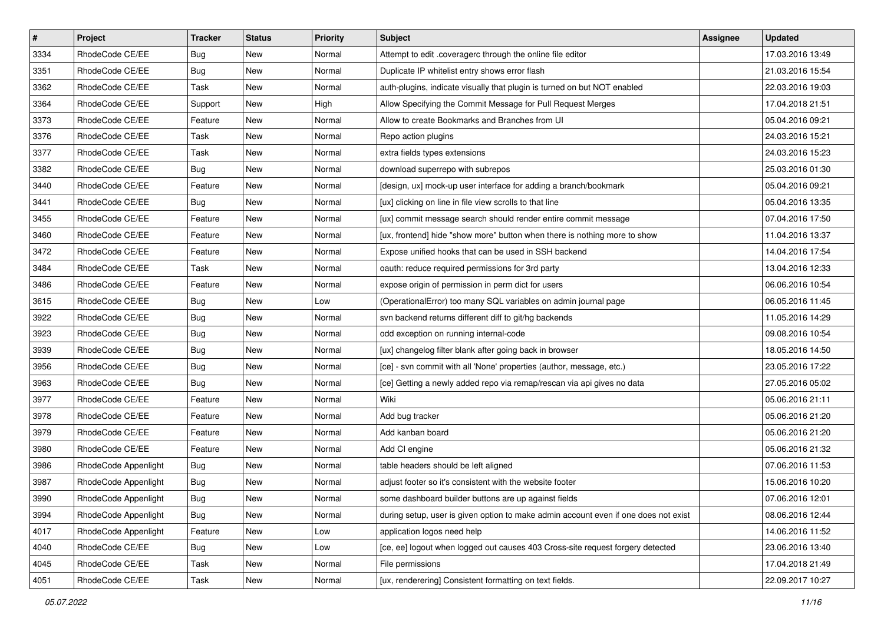| # | Project | Tracker | Status | Priority | Subject | Assignee | Updated |
|---|---|---|---|---|---|---|---|
| 3334 | RhodeCode CE/EE | Bug | New | Normal | Attempt to edit .coveragerc through the online file editor | | 17.03.2016 13:49 |
| 3351 | RhodeCode CE/EE | Bug | New | Normal | Duplicate IP whitelist entry shows error flash | | 21.03.2016 15:54 |
| 3362 | RhodeCode CE/EE | Task | New | Normal | auth-plugins, indicate visually that plugin is turned on but NOT enabled | | 22.03.2016 19:03 |
| 3364 | RhodeCode CE/EE | Support | New | High | Allow Specifying the Commit Message for Pull Request Merges | | 17.04.2018 21:51 |
| 3373 | RhodeCode CE/EE | Feature | New | Normal | Allow to create Bookmarks and Branches from UI | | 05.04.2016 09:21 |
| 3376 | RhodeCode CE/EE | Task | New | Normal | Repo action plugins | | 24.03.2016 15:21 |
| 3377 | RhodeCode CE/EE | Task | New | Normal | extra fields types extensions | | 24.03.2016 15:23 |
| 3382 | RhodeCode CE/EE | Bug | New | Normal | download superrepo with subrepos | | 25.03.2016 01:30 |
| 3440 | RhodeCode CE/EE | Feature | New | Normal | [design, ux] mock-up user interface for adding a branch/bookmark | | 05.04.2016 09:21 |
| 3441 | RhodeCode CE/EE | Bug | New | Normal | [ux] clicking on line in file view scrolls to that line | | 05.04.2016 13:35 |
| 3455 | RhodeCode CE/EE | Feature | New | Normal | [ux] commit message search should render entire commit message | | 07.04.2016 17:50 |
| 3460 | RhodeCode CE/EE | Feature | New | Normal | [ux, frontend] hide "show more" button when there is nothing more to show | | 11.04.2016 13:37 |
| 3472 | RhodeCode CE/EE | Feature | New | Normal | Expose unified hooks that can be used in SSH backend | | 14.04.2016 17:54 |
| 3484 | RhodeCode CE/EE | Task | New | Normal | oauth: reduce required permissions for 3rd party | | 13.04.2016 12:33 |
| 3486 | RhodeCode CE/EE | Feature | New | Normal | expose origin of permission in perm dict for users | | 06.06.2016 10:54 |
| 3615 | RhodeCode CE/EE | Bug | New | Low | (OperationalError) too many SQL variables on admin journal page | | 06.05.2016 11:45 |
| 3922 | RhodeCode CE/EE | Bug | New | Normal | svn backend returns different diff to git/hg backends | | 11.05.2016 14:29 |
| 3923 | RhodeCode CE/EE | Bug | New | Normal | odd exception on running internal-code | | 09.08.2016 10:54 |
| 3939 | RhodeCode CE/EE | Bug | New | Normal | [ux] changelog filter blank after going back in browser | | 18.05.2016 14:50 |
| 3956 | RhodeCode CE/EE | Bug | New | Normal | [ce] - svn commit with all 'None' properties (author, message, etc.) | | 23.05.2016 17:22 |
| 3963 | RhodeCode CE/EE | Bug | New | Normal | [ce] Getting a newly added repo via remap/rescan via api gives no data | | 27.05.2016 05:02 |
| 3977 | RhodeCode CE/EE | Feature | New | Normal | Wiki | | 05.06.2016 21:11 |
| 3978 | RhodeCode CE/EE | Feature | New | Normal | Add bug tracker | | 05.06.2016 21:20 |
| 3979 | RhodeCode CE/EE | Feature | New | Normal | Add kanban board | | 05.06.2016 21:20 |
| 3980 | RhodeCode CE/EE | Feature | New | Normal | Add CI engine | | 05.06.2016 21:32 |
| 3986 | RhodeCode Appenlight | Bug | New | Normal | table headers should be left aligned | | 07.06.2016 11:53 |
| 3987 | RhodeCode Appenlight | Bug | New | Normal | adjust footer so it's consistent with the website footer | | 15.06.2016 10:20 |
| 3990 | RhodeCode Appenlight | Bug | New | Normal | some dashboard builder buttons are up against fields | | 07.06.2016 12:01 |
| 3994 | RhodeCode Appenlight | Bug | New | Normal | during setup, user is given option to make admin account even if one does not exist | | 08.06.2016 12:44 |
| 4017 | RhodeCode Appenlight | Feature | New | Low | application logos need help | | 14.06.2016 11:52 |
| 4040 | RhodeCode CE/EE | Bug | New | Low | [ce, ee] logout when logged out causes 403 Cross-site request forgery detected | | 23.06.2016 13:40 |
| 4045 | RhodeCode CE/EE | Task | New | Normal | File permissions | | 17.04.2018 21:49 |
| 4051 | RhodeCode CE/EE | Task | New | Normal | [ux, renderering] Consistent formatting on text fields. | | 22.09.2017 10:27 |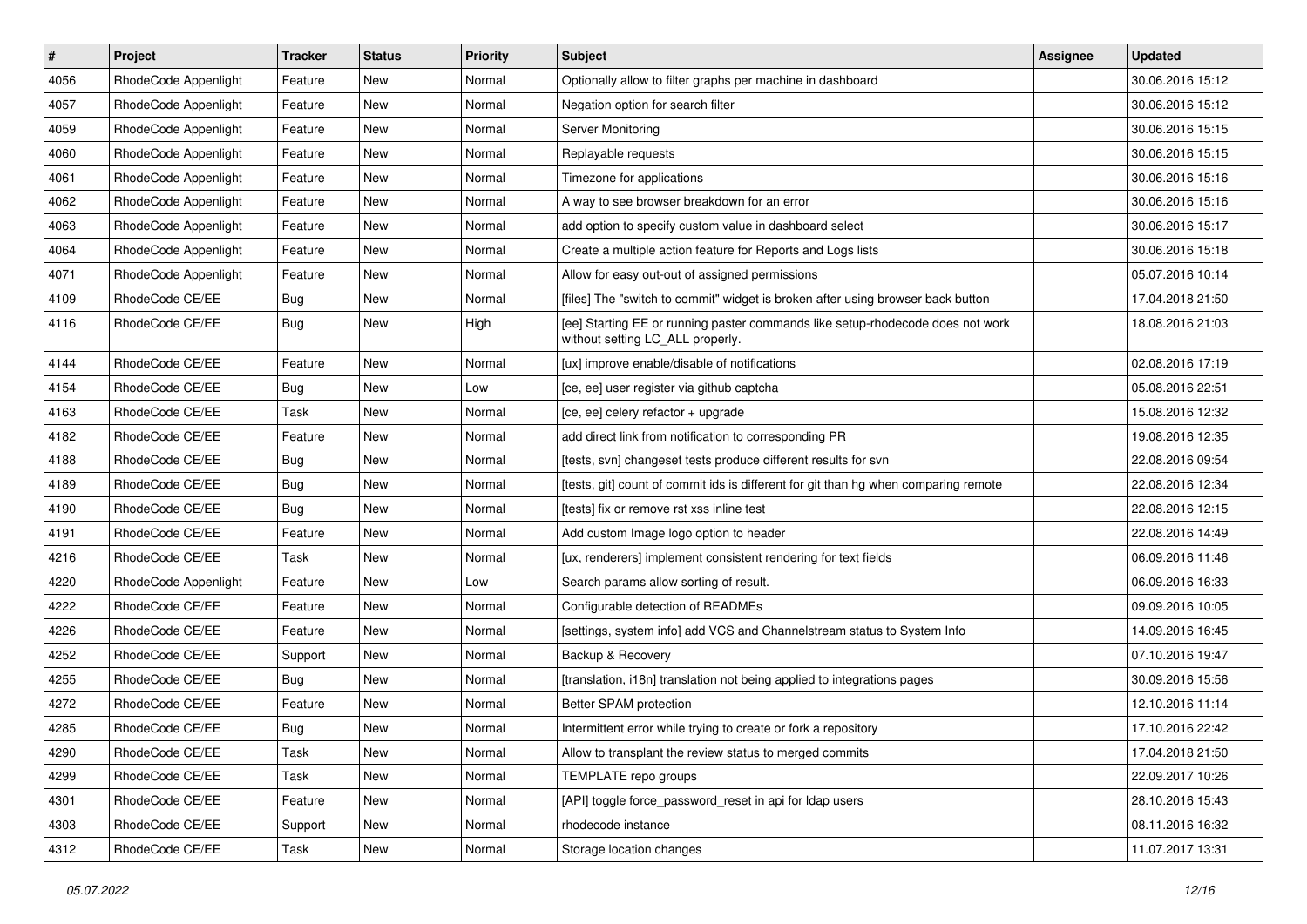| # | Project | Tracker | Status | Priority | Subject | Assignee | Updated |
|---|---|---|---|---|---|---|---|
| 4056 | RhodeCode Appenlight | Feature | New | Normal | Optionally allow to filter graphs per machine in dashboard | | 30.06.2016 15:12 |
| 4057 | RhodeCode Appenlight | Feature | New | Normal | Negation option for search filter | | 30.06.2016 15:12 |
| 4059 | RhodeCode Appenlight | Feature | New | Normal | Server Monitoring | | 30.06.2016 15:15 |
| 4060 | RhodeCode Appenlight | Feature | New | Normal | Replayable requests | | 30.06.2016 15:15 |
| 4061 | RhodeCode Appenlight | Feature | New | Normal | Timezone for applications | | 30.06.2016 15:16 |
| 4062 | RhodeCode Appenlight | Feature | New | Normal | A way to see browser breakdown for an error | | 30.06.2016 15:16 |
| 4063 | RhodeCode Appenlight | Feature | New | Normal | add option to specify custom value in dashboard select | | 30.06.2016 15:17 |
| 4064 | RhodeCode Appenlight | Feature | New | Normal | Create a multiple action feature for Reports and Logs lists | | 30.06.2016 15:18 |
| 4071 | RhodeCode Appenlight | Feature | New | Normal | Allow for easy out-out of assigned permissions | | 05.07.2016 10:14 |
| 4109 | RhodeCode CE/EE | Bug | New | Normal | [files] The "switch to commit" widget is broken after using browser back button | | 17.04.2018 21:50 |
| 4116 | RhodeCode CE/EE | Bug | New | High | [ee] Starting EE or running paster commands like setup-rhodecode does not work without setting LC_ALL properly. | | 18.08.2016 21:03 |
| 4144 | RhodeCode CE/EE | Feature | New | Normal | [ux] improve enable/disable of notifications | | 02.08.2016 17:19 |
| 4154 | RhodeCode CE/EE | Bug | New | Low | [ce, ee] user register via github captcha | | 05.08.2016 22:51 |
| 4163 | RhodeCode CE/EE | Task | New | Normal | [ce, ee] celery refactor + upgrade | | 15.08.2016 12:32 |
| 4182 | RhodeCode CE/EE | Feature | New | Normal | add direct link from notification to corresponding PR | | 19.08.2016 12:35 |
| 4188 | RhodeCode CE/EE | Bug | New | Normal | [tests, svn] changeset tests produce different results for svn | | 22.08.2016 09:54 |
| 4189 | RhodeCode CE/EE | Bug | New | Normal | [tests, git] count of commit ids is different for git than hg when comparing remote | | 22.08.2016 12:34 |
| 4190 | RhodeCode CE/EE | Bug | New | Normal | [tests] fix or remove rst xss inline test | | 22.08.2016 12:15 |
| 4191 | RhodeCode CE/EE | Feature | New | Normal | Add custom Image logo option to header | | 22.08.2016 14:49 |
| 4216 | RhodeCode CE/EE | Task | New | Normal | [ux, renderers] implement consistent rendering for text fields | | 06.09.2016 11:46 |
| 4220 | RhodeCode Appenlight | Feature | New | Low | Search params allow sorting of result. | | 06.09.2016 16:33 |
| 4222 | RhodeCode CE/EE | Feature | New | Normal | Configurable detection of READMEs | | 09.09.2016 10:05 |
| 4226 | RhodeCode CE/EE | Feature | New | Normal | [settings, system info] add VCS and Channelstream status to System Info | | 14.09.2016 16:45 |
| 4252 | RhodeCode CE/EE | Support | New | Normal | Backup & Recovery | | 07.10.2016 19:47 |
| 4255 | RhodeCode CE/EE | Bug | New | Normal | [translation, i18n] translation not being applied to integrations pages | | 30.09.2016 15:56 |
| 4272 | RhodeCode CE/EE | Feature | New | Normal | Better SPAM protection | | 12.10.2016 11:14 |
| 4285 | RhodeCode CE/EE | Bug | New | Normal | Intermittent error while trying to create or fork a repository | | 17.10.2016 22:42 |
| 4290 | RhodeCode CE/EE | Task | New | Normal | Allow to transplant the review status to merged commits | | 17.04.2018 21:50 |
| 4299 | RhodeCode CE/EE | Task | New | Normal | TEMPLATE repo groups | | 22.09.2017 10:26 |
| 4301 | RhodeCode CE/EE | Feature | New | Normal | [API] toggle force_password_reset in api for ldap users | | 28.10.2016 15:43 |
| 4303 | RhodeCode CE/EE | Support | New | Normal | rhodecode instance | | 08.11.2016 16:32 |
| 4312 | RhodeCode CE/EE | Task | New | Normal | Storage location changes | | 11.07.2017 13:31 |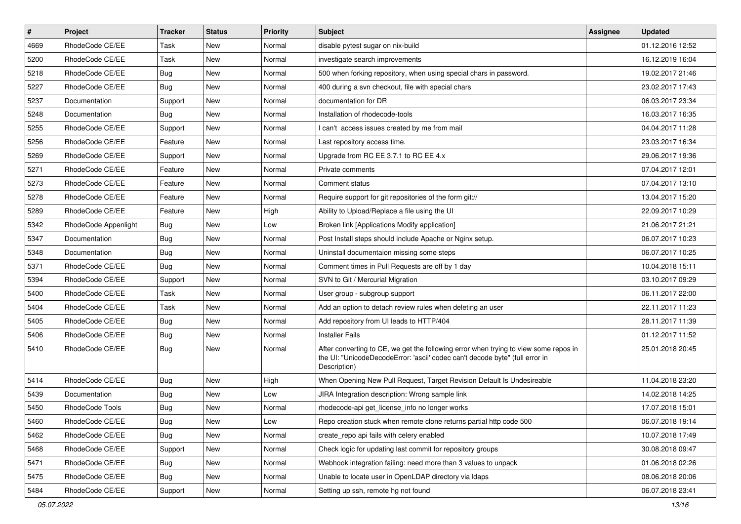| # | Project | Tracker | Status | Priority | Subject | Assignee | Updated |
|---|---|---|---|---|---|---|---|
| 4669 | RhodeCode CE/EE | Task | New | Normal | disable pytest sugar on nix-build | | 01.12.2016 12:52 |
| 5200 | RhodeCode CE/EE | Task | New | Normal | investigate search improvements | | 16.12.2019 16:04 |
| 5218 | RhodeCode CE/EE | Bug | New | Normal | 500 when forking repository, when using special chars in password. | | 19.02.2017 21:46 |
| 5227 | RhodeCode CE/EE | Bug | New | Normal | 400 during a svn checkout, file with special chars | | 23.02.2017 17:43 |
| 5237 | Documentation | Support | New | Normal | documentation for DR | | 06.03.2017 23:34 |
| 5248 | Documentation | Bug | New | Normal | Installation of rhodecode-tools | | 16.03.2017 16:35 |
| 5255 | RhodeCode CE/EE | Support | New | Normal | I can't access issues created by me from mail | | 04.04.2017 11:28 |
| 5256 | RhodeCode CE/EE | Feature | New | Normal | Last repository access time. | | 23.03.2017 16:34 |
| 5269 | RhodeCode CE/EE | Support | New | Normal | Upgrade from RC EE 3.7.1 to RC EE 4.x | | 29.06.2017 19:36 |
| 5271 | RhodeCode CE/EE | Feature | New | Normal | Private comments | | 07.04.2017 12:01 |
| 5273 | RhodeCode CE/EE | Feature | New | Normal | Comment status | | 07.04.2017 13:10 |
| 5278 | RhodeCode CE/EE | Feature | New | Normal | Require support for git repositories of the form git:// | | 13.04.2017 15:20 |
| 5289 | RhodeCode CE/EE | Feature | New | High | Ability to Upload/Replace a file using the UI | | 22.09.2017 10:29 |
| 5342 | RhodeCode Appenlight | Bug | New | Low | Broken link [Applications Modify application] | | 21.06.2017 21:21 |
| 5347 | Documentation | Bug | New | Normal | Post Install steps should include Apache or Nginx setup. | | 06.07.2017 10:23 |
| 5348 | Documentation | Bug | New | Normal | Uninstall documentaion missing some steps | | 06.07.2017 10:25 |
| 5371 | RhodeCode CE/EE | Bug | New | Normal | Comment times in Pull Requests are off by 1 day | | 10.04.2018 15:11 |
| 5394 | RhodeCode CE/EE | Support | New | Normal | SVN to Git / Mercurial Migration | | 03.10.2017 09:29 |
| 5400 | RhodeCode CE/EE | Task | New | Normal | User group - subgroup support | | 06.11.2017 22:00 |
| 5404 | RhodeCode CE/EE | Task | New | Normal | Add an option to detach review rules when deleting an user | | 22.11.2017 11:23 |
| 5405 | RhodeCode CE/EE | Bug | New | Normal | Add repository from UI leads to HTTP/404 | | 28.11.2017 11:39 |
| 5406 | RhodeCode CE/EE | Bug | New | Normal | Installer Fails | | 01.12.2017 11:52 |
| 5410 | RhodeCode CE/EE | Bug | New | Normal | After converting to CE, we get the following error when trying to view some repos in the UI: "UnicodeDecodeError: 'ascii' codec can't decode byte" (full error in Description) | | 25.01.2018 20:45 |
| 5414 | RhodeCode CE/EE | Bug | New | High | When Opening New Pull Request, Target Revision Default Is Undesireable | | 11.04.2018 23:20 |
| 5439 | Documentation | Bug | New | Low | JIRA Integration description: Wrong sample link | | 14.02.2018 14:25 |
| 5450 | RhodeCode Tools | Bug | New | Normal | rhodecode-api get_license_info no longer works | | 17.07.2018 15:01 |
| 5460 | RhodeCode CE/EE | Bug | New | Low | Repo creation stuck when remote clone returns partial http code 500 | | 06.07.2018 19:14 |
| 5462 | RhodeCode CE/EE | Bug | New | Normal | create_repo api fails with celery enabled | | 10.07.2018 17:49 |
| 5468 | RhodeCode CE/EE | Support | New | Normal | Check logic for updating last commit for repository groups | | 30.08.2018 09:47 |
| 5471 | RhodeCode CE/EE | Bug | New | Normal | Webhook integration failing: need more than 3 values to unpack | | 01.06.2018 02:26 |
| 5475 | RhodeCode CE/EE | Bug | New | Normal | Unable to locate user in OpenLDAP directory via ldaps | | 08.06.2018 20:06 |
| 5484 | RhodeCode CE/EE | Support | New | Normal | Setting up ssh, remote hg not found | | 06.07.2018 23:41 |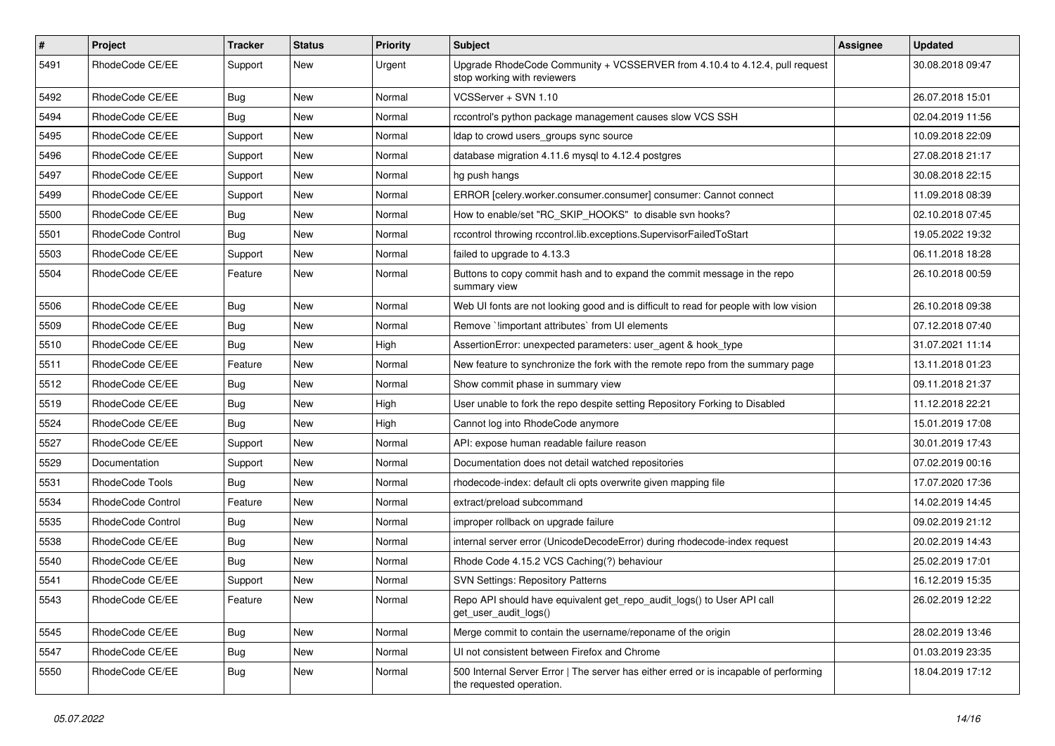| # | Project | Tracker | Status | Priority | Subject | Assignee | Updated |
|---|---|---|---|---|---|---|---|
| 5491 | RhodeCode CE/EE | Support | New | Urgent | Upgrade RhodeCode Community + VCSSERVER from 4.10.4 to 4.12.4, pull request stop working with reviewers | | 30.08.2018 09:47 |
| 5492 | RhodeCode CE/EE | Bug | New | Normal | VCSServer + SVN 1.10 | | 26.07.2018 15:01 |
| 5494 | RhodeCode CE/EE | Bug | New | Normal | rccontrol's python package management causes slow VCS SSH | | 02.04.2019 11:56 |
| 5495 | RhodeCode CE/EE | Support | New | Normal | ldap to crowd users_groups sync source | | 10.09.2018 22:09 |
| 5496 | RhodeCode CE/EE | Support | New | Normal | database migration 4.11.6 mysql to 4.12.4 postgres | | 27.08.2018 21:17 |
| 5497 | RhodeCode CE/EE | Support | New | Normal | hg push hangs | | 30.08.2018 22:15 |
| 5499 | RhodeCode CE/EE | Support | New | Normal | ERROR [celery.worker.consumer.consumer] consumer: Cannot connect | | 11.09.2018 08:39 |
| 5500 | RhodeCode CE/EE | Bug | New | Normal | How to enable/set "RC_SKIP_HOOKS" to disable svn hooks? | | 02.10.2018 07:45 |
| 5501 | RhodeCode Control | Bug | New | Normal | rccontrol throwing rccontrol.lib.exceptions.SupervisorFailedToStart | | 19.05.2022 19:32 |
| 5503 | RhodeCode CE/EE | Support | New | Normal | failed to upgrade to 4.13.3 | | 06.11.2018 18:28 |
| 5504 | RhodeCode CE/EE | Feature | New | Normal | Buttons to copy commit hash and to expand the commit message in the repo summary view | | 26.10.2018 00:59 |
| 5506 | RhodeCode CE/EE | Bug | New | Normal | Web UI fonts are not looking good and is difficult to read for people with low vision | | 26.10.2018 09:38 |
| 5509 | RhodeCode CE/EE | Bug | New | Normal | Remove `!important attributes` from UI elements | | 07.12.2018 07:40 |
| 5510 | RhodeCode CE/EE | Bug | New | High | AssertionError: unexpected parameters: user_agent & hook_type | | 31.07.2021 11:14 |
| 5511 | RhodeCode CE/EE | Feature | New | Normal | New feature to synchronize the fork with the remote repo from the summary page | | 13.11.2018 01:23 |
| 5512 | RhodeCode CE/EE | Bug | New | Normal | Show commit phase in summary view | | 09.11.2018 21:37 |
| 5519 | RhodeCode CE/EE | Bug | New | High | User unable to fork the repo despite setting Repository Forking to Disabled | | 11.12.2018 22:21 |
| 5524 | RhodeCode CE/EE | Bug | New | High | Cannot log into RhodeCode anymore | | 15.01.2019 17:08 |
| 5527 | RhodeCode CE/EE | Support | New | Normal | API: expose human readable failure reason | | 30.01.2019 17:43 |
| 5529 | Documentation | Support | New | Normal | Documentation does not detail watched repositories | | 07.02.2019 00:16 |
| 5531 | RhodeCode Tools | Bug | New | Normal | rhodecode-index: default cli opts overwrite given mapping file | | 17.07.2020 17:36 |
| 5534 | RhodeCode Control | Feature | New | Normal | extract/preload subcommand | | 14.02.2019 14:45 |
| 5535 | RhodeCode Control | Bug | New | Normal | improper rollback on upgrade failure | | 09.02.2019 21:12 |
| 5538 | RhodeCode CE/EE | Bug | New | Normal | internal server error (UnicodeDecodeError) during rhodecode-index request | | 20.02.2019 14:43 |
| 5540 | RhodeCode CE/EE | Bug | New | Normal | Rhode Code 4.15.2 VCS Caching(?) behaviour | | 25.02.2019 17:01 |
| 5541 | RhodeCode CE/EE | Support | New | Normal | SVN Settings: Repository Patterns | | 16.12.2019 15:35 |
| 5543 | RhodeCode CE/EE | Feature | New | Normal | Repo API should have equivalent get_repo_audit_logs() to User API call get_user_audit_logs() | | 26.02.2019 12:22 |
| 5545 | RhodeCode CE/EE | Bug | New | Normal | Merge commit to contain the username/reponame of the origin | | 28.02.2019 13:46 |
| 5547 | RhodeCode CE/EE | Bug | New | Normal | UI not consistent between Firefox and Chrome | | 01.03.2019 23:35 |
| 5550 | RhodeCode CE/EE | Bug | New | Normal | 500 Internal Server Error \| The server has either erred or is incapable of performing the requested operation. | | 18.04.2019 17:12 |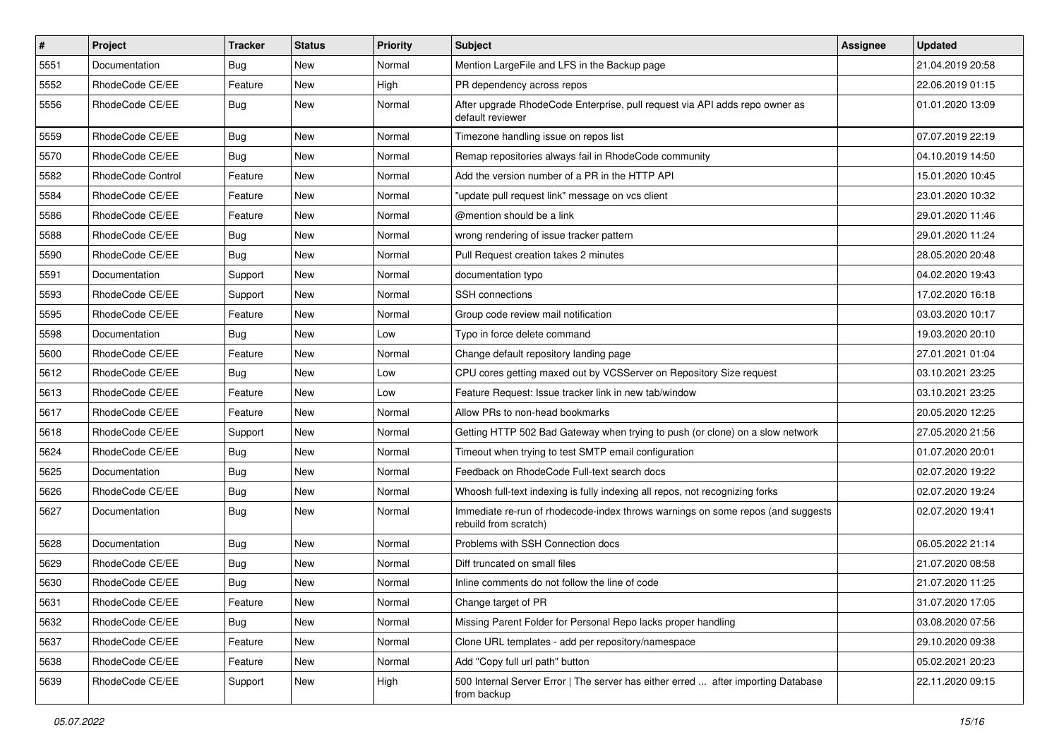| # | Project | Tracker | Status | Priority | Subject | Assignee | Updated |
|---|---|---|---|---|---|---|---|
| 5551 | Documentation | Bug | New | Normal | Mention LargeFile and LFS in the Backup page | | 21.04.2019 20:58 |
| 5552 | RhodeCode CE/EE | Feature | New | High | PR dependency across repos | | 22.06.2019 01:15 |
| 5556 | RhodeCode CE/EE | Bug | New | Normal | After upgrade RhodeCode Enterprise, pull request via API adds repo owner as default reviewer | | 01.01.2020 13:09 |
| 5559 | RhodeCode CE/EE | Bug | New | Normal | Timezone handling issue on repos list | | 07.07.2019 22:19 |
| 5570 | RhodeCode CE/EE | Bug | New | Normal | Remap repositories always fail in RhodeCode community | | 04.10.2019 14:50 |
| 5582 | RhodeCode Control | Feature | New | Normal | Add the version number of a PR in the HTTP API | | 15.01.2020 10:45 |
| 5584 | RhodeCode CE/EE | Feature | New | Normal | "update pull request link" message on vcs client | | 23.01.2020 10:32 |
| 5586 | RhodeCode CE/EE | Feature | New | Normal | @mention should be a link | | 29.01.2020 11:46 |
| 5588 | RhodeCode CE/EE | Bug | New | Normal | wrong rendering of issue tracker pattern | | 29.01.2020 11:24 |
| 5590 | RhodeCode CE/EE | Bug | New | Normal | Pull Request creation takes 2 minutes | | 28.05.2020 20:48 |
| 5591 | Documentation | Support | New | Normal | documentation typo | | 04.02.2020 19:43 |
| 5593 | RhodeCode CE/EE | Support | New | Normal | SSH connections | | 17.02.2020 16:18 |
| 5595 | RhodeCode CE/EE | Feature | New | Normal | Group code review mail notification | | 03.03.2020 10:17 |
| 5598 | Documentation | Bug | New | Low | Typo in force delete command | | 19.03.2020 20:10 |
| 5600 | RhodeCode CE/EE | Feature | New | Normal | Change default repository landing page | | 27.01.2021 01:04 |
| 5612 | RhodeCode CE/EE | Bug | New | Low | CPU cores getting maxed out by VCSServer on Repository Size request | | 03.10.2021 23:25 |
| 5613 | RhodeCode CE/EE | Feature | New | Low | Feature Request: Issue tracker link in new tab/window | | 03.10.2021 23:25 |
| 5617 | RhodeCode CE/EE | Feature | New | Normal | Allow PRs to non-head bookmarks | | 20.05.2020 12:25 |
| 5618 | RhodeCode CE/EE | Support | New | Normal | Getting HTTP 502 Bad Gateway when trying to push (or clone) on a slow network | | 27.05.2020 21:56 |
| 5624 | RhodeCode CE/EE | Bug | New | Normal | Timeout when trying to test SMTP email configuration | | 01.07.2020 20:01 |
| 5625 | Documentation | Bug | New | Normal | Feedback on RhodeCode Full-text search docs | | 02.07.2020 19:22 |
| 5626 | RhodeCode CE/EE | Bug | New | Normal | Whoosh full-text indexing is fully indexing all repos, not recognizing forks | | 02.07.2020 19:24 |
| 5627 | Documentation | Bug | New | Normal | Immediate re-run of rhodecode-index throws warnings on some repos (and suggests rebuild from scratch) | | 02.07.2020 19:41 |
| 5628 | Documentation | Bug | New | Normal | Problems with SSH Connection docs | | 06.05.2022 21:14 |
| 5629 | RhodeCode CE/EE | Bug | New | Normal | Diff truncated on small files | | 21.07.2020 08:58 |
| 5630 | RhodeCode CE/EE | Bug | New | Normal | Inline comments do not follow the line of code | | 21.07.2020 11:25 |
| 5631 | RhodeCode CE/EE | Feature | New | Normal | Change target of PR | | 31.07.2020 17:05 |
| 5632 | RhodeCode CE/EE | Bug | New | Normal | Missing Parent Folder for Personal Repo lacks proper handling | | 03.08.2020 07:56 |
| 5637 | RhodeCode CE/EE | Feature | New | Normal | Clone URL templates - add per repository/namespace | | 29.10.2020 09:38 |
| 5638 | RhodeCode CE/EE | Feature | New | Normal | Add "Copy full url path" button | | 05.02.2021 20:23 |
| 5639 | RhodeCode CE/EE | Support | New | High | 500 Internal Server Error \| The server has either erred ... after importing Database from backup | | 22.11.2020 09:15 |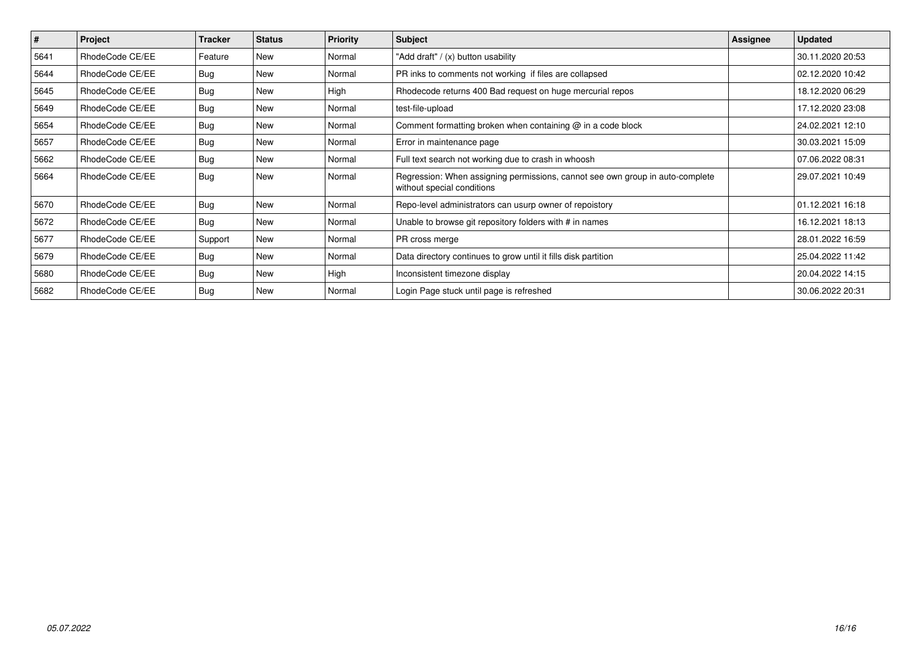| # | Project | Tracker | Status | Priority | Subject | Assignee | Updated |
|---|---|---|---|---|---|---|---|
| 5641 | RhodeCode CE/EE | Feature | New | Normal | "Add draft" / (x) button usability | | 30.11.2020 20:53 |
| 5644 | RhodeCode CE/EE | Bug | New | Normal | PR inks to comments not working if files are collapsed | | 02.12.2020 10:42 |
| 5645 | RhodeCode CE/EE | Bug | New | High | Rhodecode returns 400 Bad request on huge mercurial repos | | 18.12.2020 06:29 |
| 5649 | RhodeCode CE/EE | Bug | New | Normal | test-file-upload | | 17.12.2020 23:08 |
| 5654 | RhodeCode CE/EE | Bug | New | Normal | Comment formatting broken when containing @ in a code block | | 24.02.2021 12:10 |
| 5657 | RhodeCode CE/EE | Bug | New | Normal | Error in maintenance page | | 30.03.2021 15:09 |
| 5662 | RhodeCode CE/EE | Bug | New | Normal | Full text search not working due to crash in whoosh | | 07.06.2022 08:31 |
| 5664 | RhodeCode CE/EE | Bug | New | Normal | Regression: When assigning permissions, cannot see own group in auto-complete without special conditions | | 29.07.2021 10:49 |
| 5670 | RhodeCode CE/EE | Bug | New | Normal | Repo-level administrators can usurp owner of repoistory | | 01.12.2021 16:18 |
| 5672 | RhodeCode CE/EE | Bug | New | Normal | Unable to browse git repository folders with # in names | | 16.12.2021 18:13 |
| 5677 | RhodeCode CE/EE | Support | New | Normal | PR cross merge | | 28.01.2022 16:59 |
| 5679 | RhodeCode CE/EE | Bug | New | Normal | Data directory continues to grow until it fills disk partition | | 25.04.2022 11:42 |
| 5680 | RhodeCode CE/EE | Bug | New | High | Inconsistent timezone display | | 20.04.2022 14:15 |
| 5682 | RhodeCode CE/EE | Bug | New | Normal | Login Page stuck until page is refreshed | | 30.06.2022 20:31 |